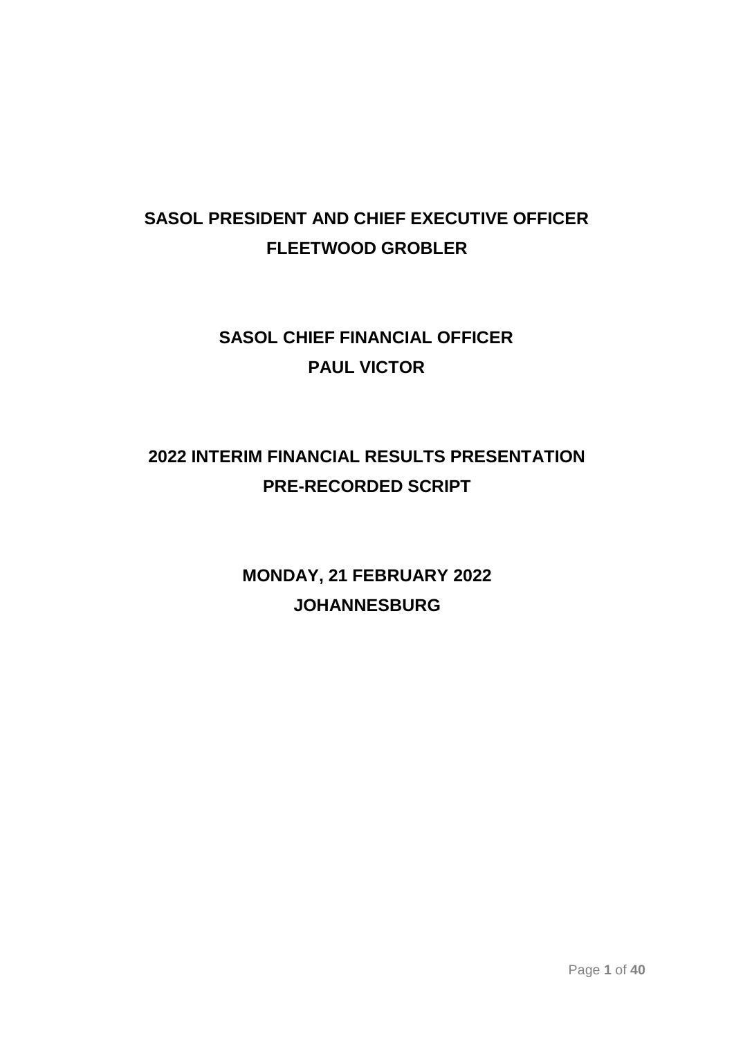# SASOL PRESIDENT AND CHIEF EXECUTIVE OFFICER
# FLEETWOOD GROBLER

# SASOL CHIEF FINANCIAL OFFICER
# PAUL VICTOR

# 2022 INTERIM FINANCIAL RESULTS PRESENTATION
# PRE-RECORDED SCRIPT

**MONDAY, 21 FEBRUARY 2022**
**JOHANNESBURG**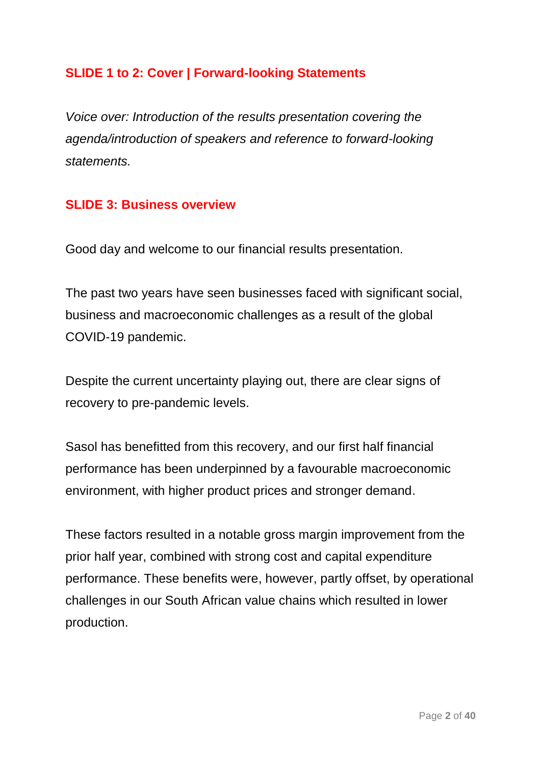## SLIDE 1 to 2: Cover | Forward-looking Statements

*Voice over: Introduction of the results presentation covering the agenda/introduction of speakers and reference to forward-looking statements.*

## SLIDE 3: Business overview

Good day and welcome to our financial results presentation.

The past two years have seen businesses faced with significant social, business and macroeconomic challenges as a result of the global COVID-19 pandemic.

Despite the current uncertainty playing out, there are clear signs of recovery to pre-pandemic levels.

Sasol has benefitted from this recovery, and our first half financial performance has been underpinned by a favourable macroeconomic environment, with higher product prices and stronger demand.

These factors resulted in a notable gross margin improvement from the prior half year, combined with strong cost and capital expenditure performance. These benefits were, however, partly offset, by operational challenges in our South African value chains which resulted in lower production.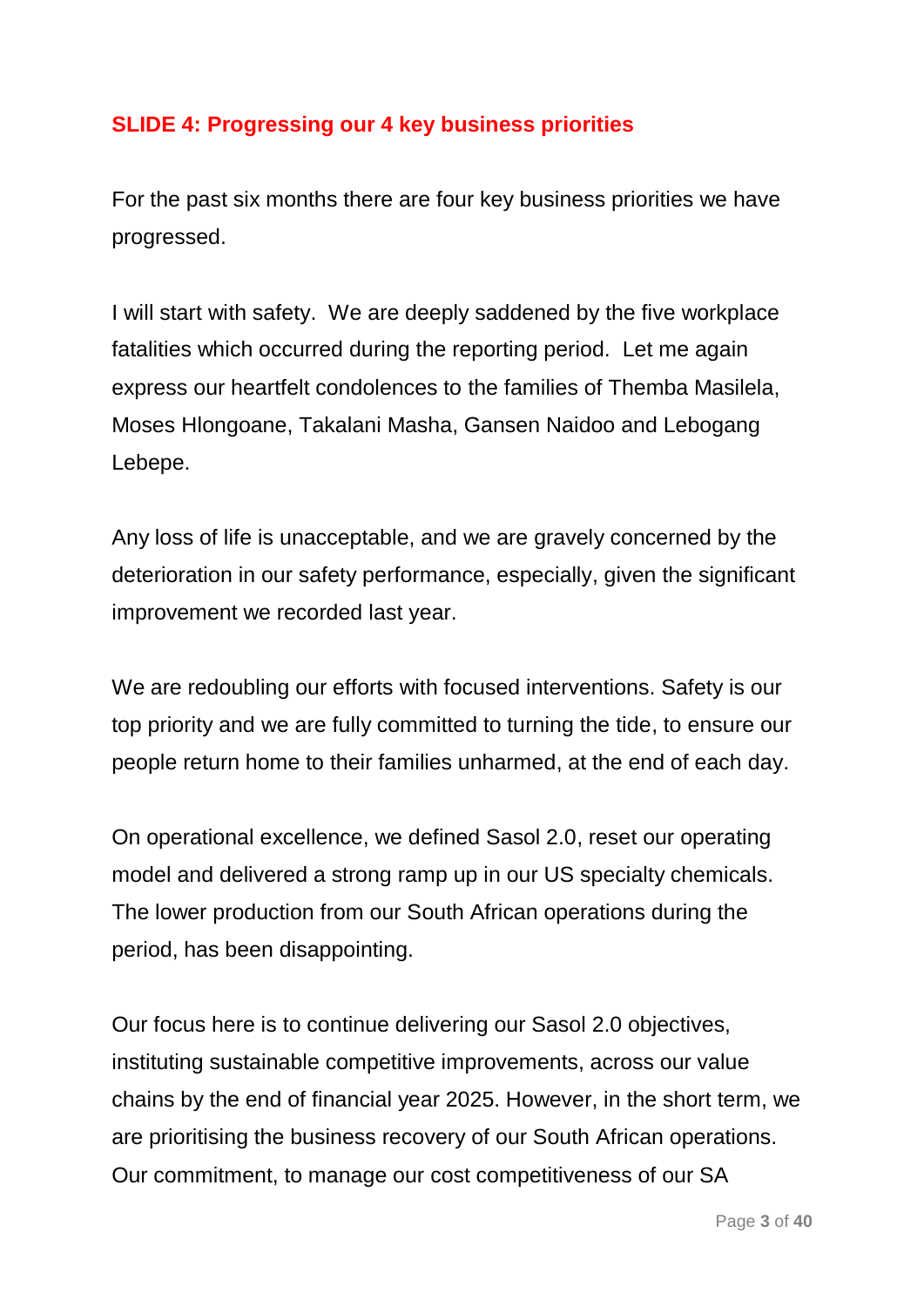**SLIDE 4: Progressing our 4 key business priorities**

For the past six months there are four key business priorities we have progressed.

I will start with safety. We are deeply saddened by the five workplace fatalities which occurred during the reporting period. Let me again express our heartfelt condolences to the families of Themba Masilela, Moses Hlongoane, Takalani Masha, Gansen Naidoo and Lebogang Lebepe.

Any loss of life is unacceptable, and we are gravely concerned by the deterioration in our safety performance, especially, given the significant improvement we recorded last year.

We are redoubling our efforts with focused interventions. Safety is our top priority and we are fully committed to turning the tide, to ensure our people return home to their families unharmed, at the end of each day.

On operational excellence, we defined Sasol 2.0, reset our operating model and delivered a strong ramp up in our US specialty chemicals. The lower production from our South African operations during the period, has been disappointing.

Our focus here is to continue delivering our Sasol 2.0 objectives, instituting sustainable competitive improvements, across our value chains by the end of financial year 2025. However, in the short term, we are prioritising the business recovery of our South African operations. Our commitment, to manage our cost competitiveness of our SA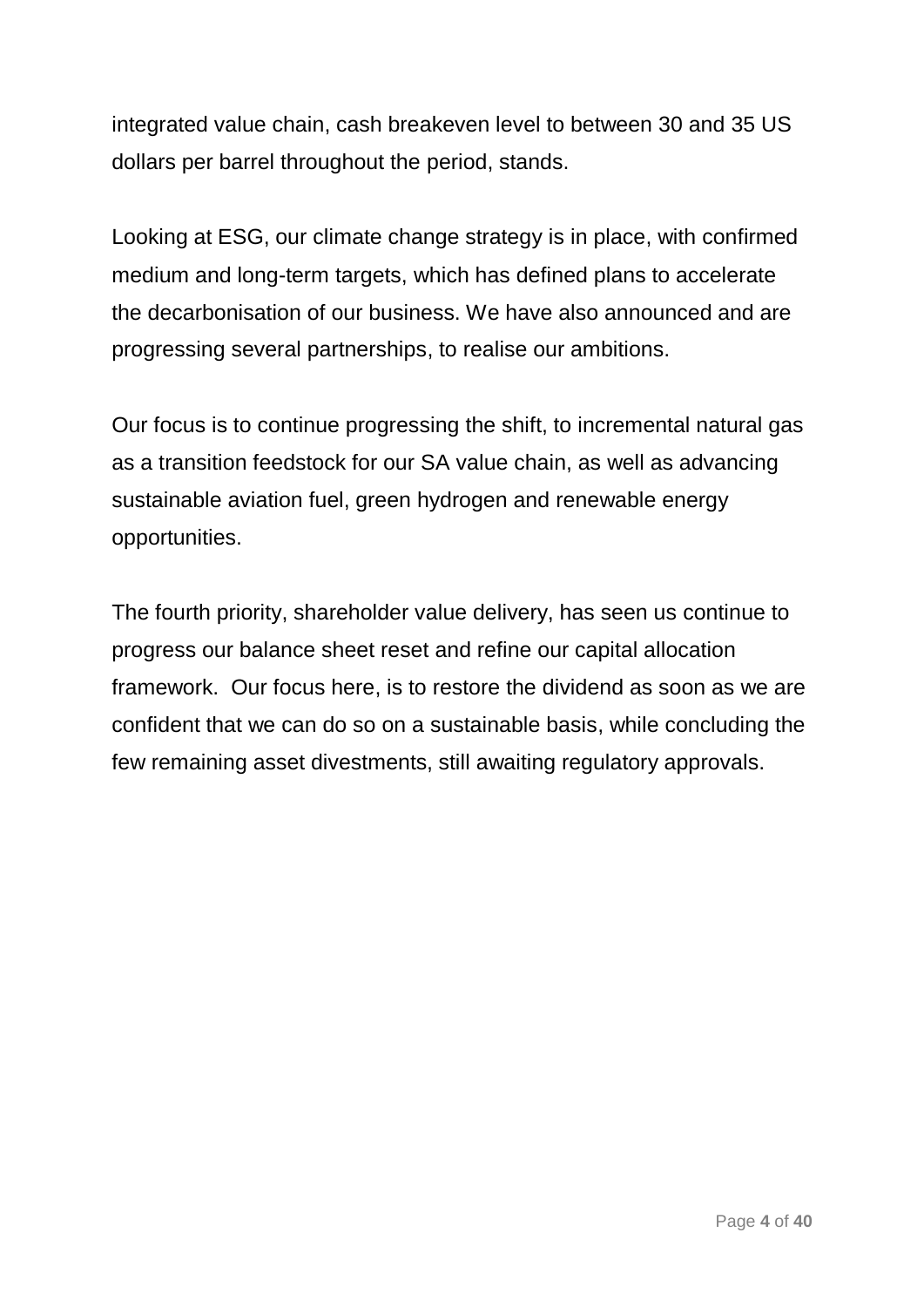integrated value chain, cash breakeven level to between 30 and 35 US dollars per barrel throughout the period, stands.

Looking at ESG, our climate change strategy is in place, with confirmed medium and long-term targets, which has defined plans to accelerate the decarbonisation of our business. We have also announced and are progressing several partnerships, to realise our ambitions.

Our focus is to continue progressing the shift, to incremental natural gas as a transition feedstock for our SA value chain, as well as advancing sustainable aviation fuel, green hydrogen and renewable energy opportunities.

The fourth priority, shareholder value delivery, has seen us continue to progress our balance sheet reset and refine our capital allocation framework.  Our focus here, is to restore the dividend as soon as we are confident that we can do so on a sustainable basis, while concluding the few remaining asset divestments, still awaiting regulatory approvals.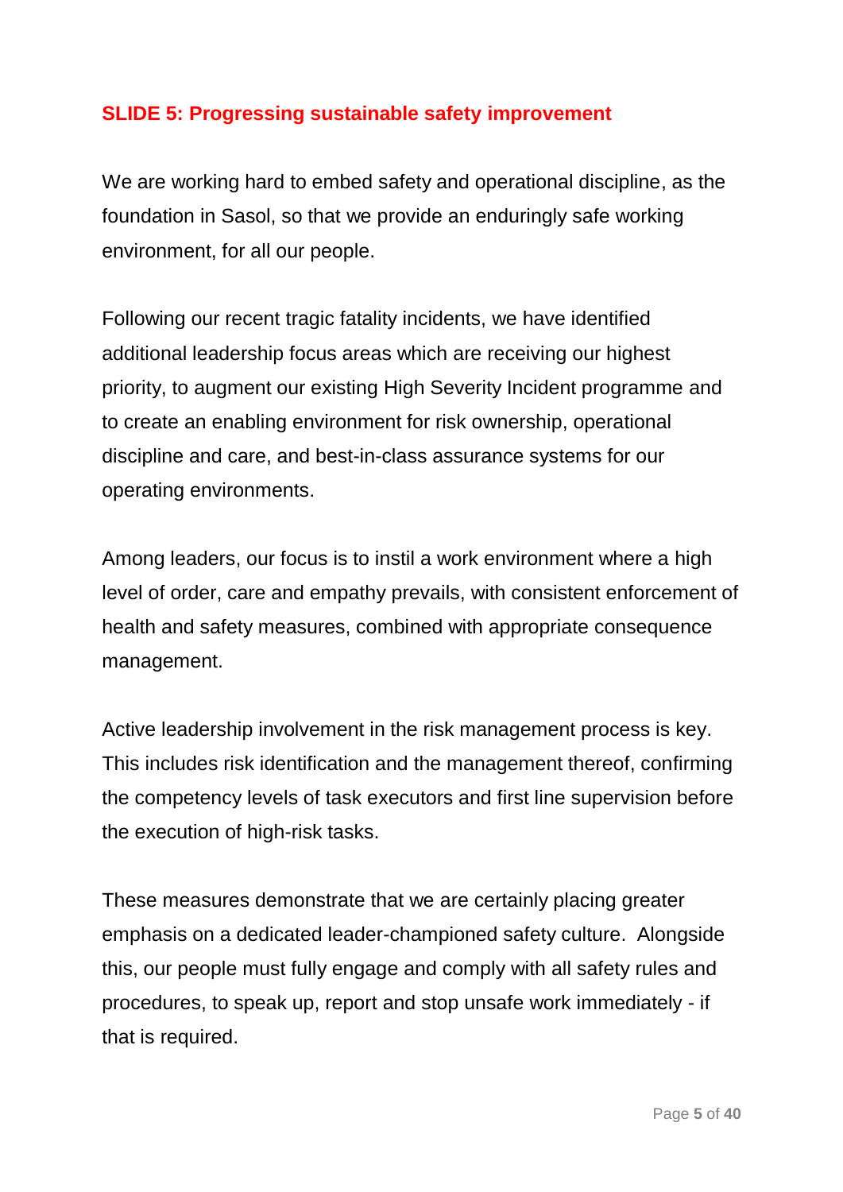## SLIDE 5: Progressing sustainable safety improvement

We are working hard to embed safety and operational discipline, as the foundation in Sasol, so that we provide an enduringly safe working environment, for all our people.

Following our recent tragic fatality incidents, we have identified additional leadership focus areas which are receiving our highest priority, to augment our existing High Severity Incident programme and to create an enabling environment for risk ownership, operational discipline and care, and best-in-class assurance systems for our operating environments.

Among leaders, our focus is to instil a work environment where a high level of order, care and empathy prevails, with consistent enforcement of health and safety measures, combined with appropriate consequence management.

Active leadership involvement in the risk management process is key. This includes risk identification and the management thereof, confirming the competency levels of task executors and first line supervision before the execution of high-risk tasks.

These measures demonstrate that we are certainly placing greater emphasis on a dedicated leader-championed safety culture. Alongside this, our people must fully engage and comply with all safety rules and procedures, to speak up, report and stop unsafe work immediately - if that is required.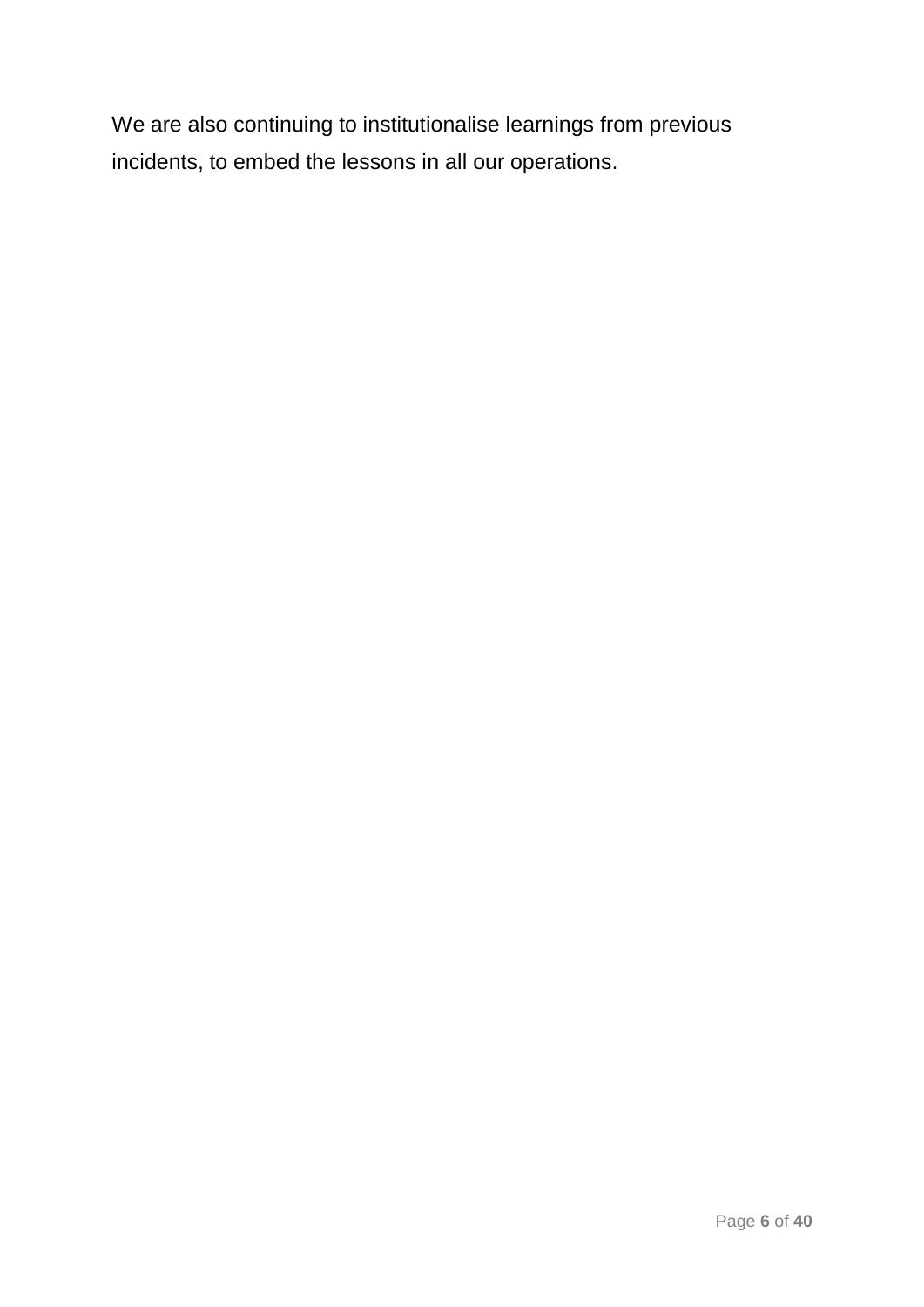We are also continuing to institutionalise learnings from previous incidents, to embed the lessons in all our operations.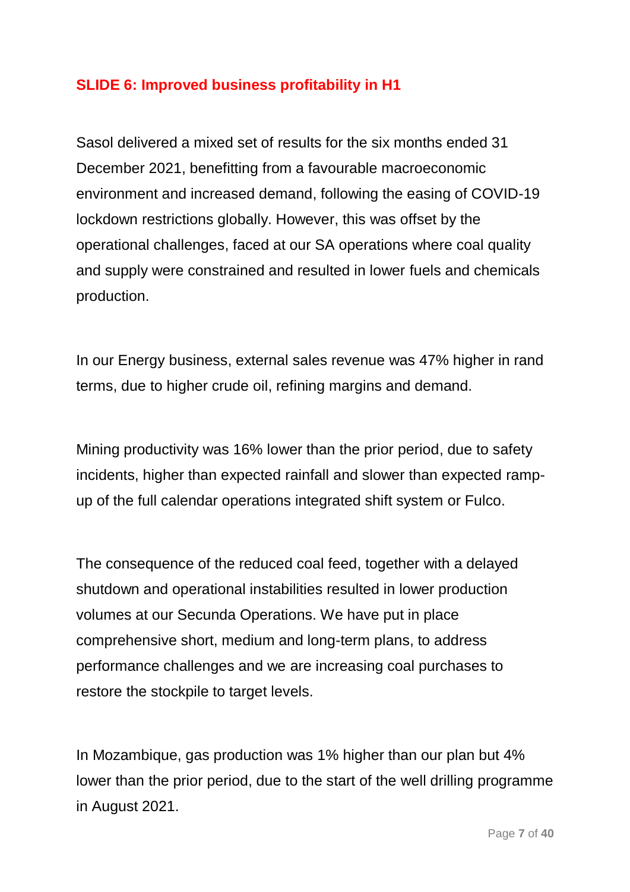**SLIDE 6: Improved business profitability in H1**

Sasol delivered a mixed set of results for the six months ended 31 December 2021, benefitting from a favourable macroeconomic environment and increased demand, following the easing of COVID-19 lockdown restrictions globally. However, this was offset by the operational challenges, faced at our SA operations where coal quality and supply were constrained and resulted in lower fuels and chemicals production.

In our Energy business, external sales revenue was 47% higher in rand terms, due to higher crude oil, refining margins and demand.

Mining productivity was 16% lower than the prior period, due to safety incidents, higher than expected rainfall and slower than expected ramp-up of the full calendar operations integrated shift system or Fulco.

The consequence of the reduced coal feed, together with a delayed shutdown and operational instabilities resulted in lower production volumes at our Secunda Operations. We have put in place comprehensive short, medium and long-term plans, to address performance challenges and we are increasing coal purchases to restore the stockpile to target levels.

In Mozambique, gas production was 1% higher than our plan but 4% lower than the prior period, due to the start of the well drilling programme in August 2021.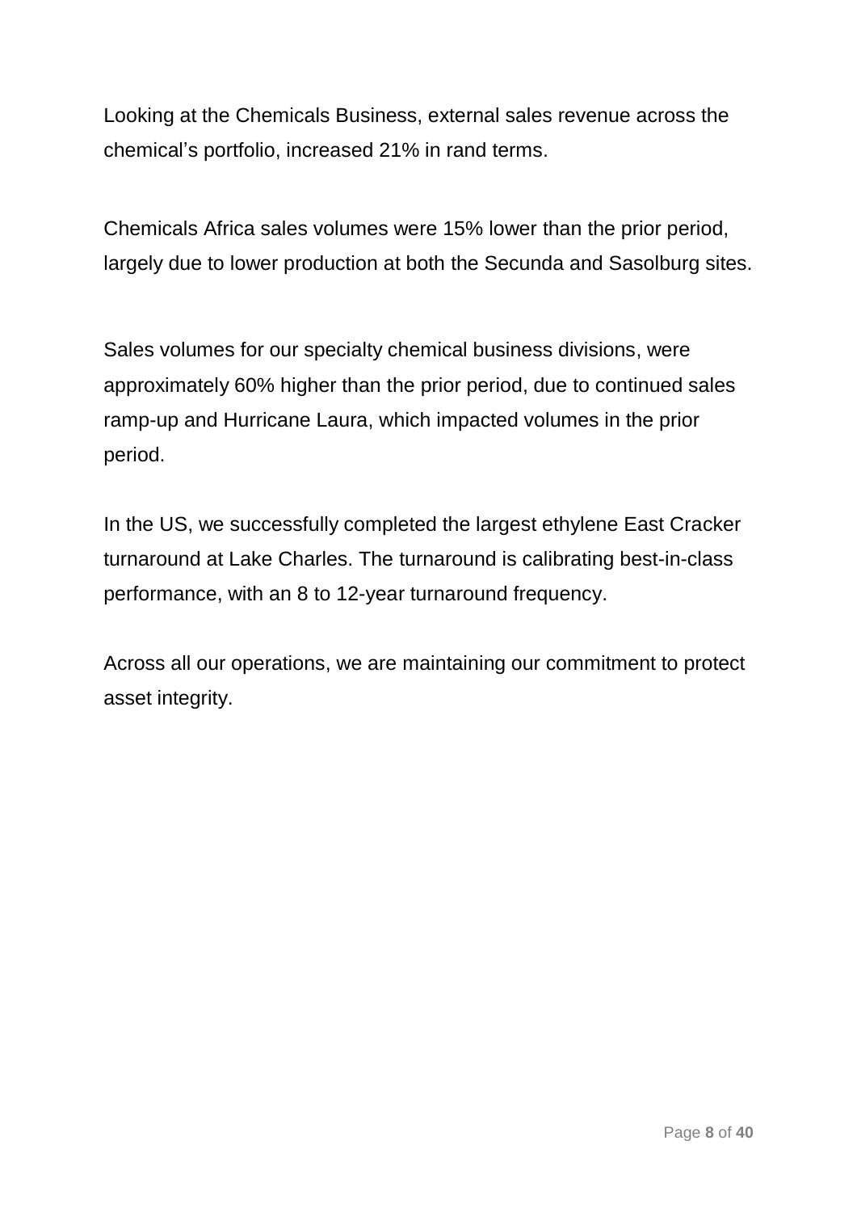Looking at the Chemicals Business, external sales revenue across the chemical's portfolio, increased 21% in rand terms.

Chemicals Africa sales volumes were 15% lower than the prior period, largely due to lower production at both the Secunda and Sasolburg sites.

Sales volumes for our specialty chemical business divisions, were approximately 60% higher than the prior period, due to continued sales ramp-up and Hurricane Laura, which impacted volumes in the prior period.

In the US, we successfully completed the largest ethylene East Cracker turnaround at Lake Charles. The turnaround is calibrating best-in-class performance, with an 8 to 12-year turnaround frequency.

Across all our operations, we are maintaining our commitment to protect asset integrity.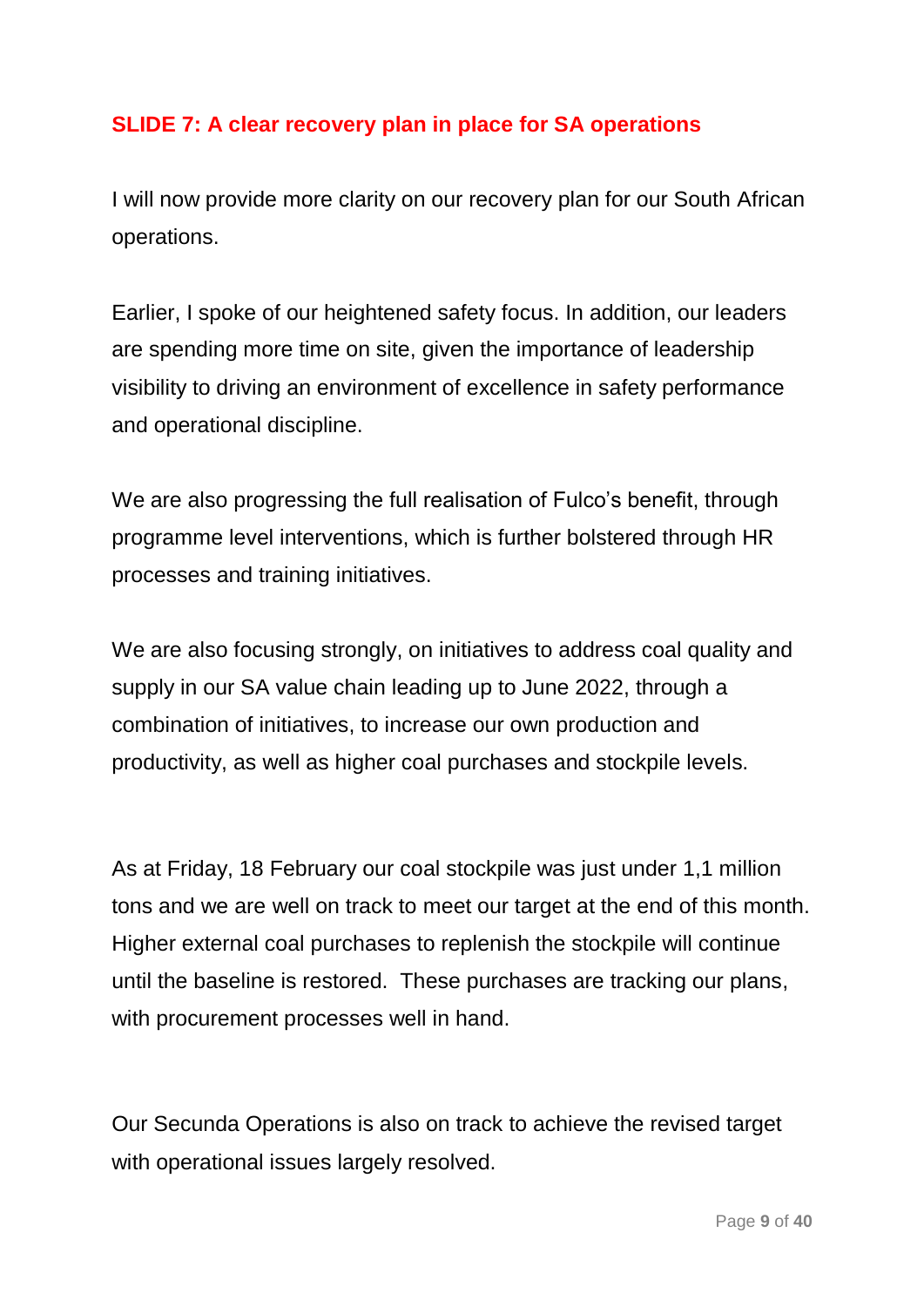## SLIDE 7: A clear recovery plan in place for SA operations

I will now provide more clarity on our recovery plan for our South African operations.

Earlier, I spoke of our heightened safety focus. In addition, our leaders are spending more time on site, given the importance of leadership visibility to driving an environment of excellence in safety performance and operational discipline.

We are also progressing the full realisation of Fulco's benefit, through programme level interventions, which is further bolstered through HR processes and training initiatives.

We are also focusing strongly, on initiatives to address coal quality and supply in our SA value chain leading up to June 2022, through a combination of initiatives, to increase our own production and productivity, as well as higher coal purchases and stockpile levels.

As at Friday, 18 February our coal stockpile was just under 1,1 million tons and we are well on track to meet our target at the end of this month. Higher external coal purchases to replenish the stockpile will continue until the baseline is restored. These purchases are tracking our plans, with procurement processes well in hand.

Our Secunda Operations is also on track to achieve the revised target with operational issues largely resolved.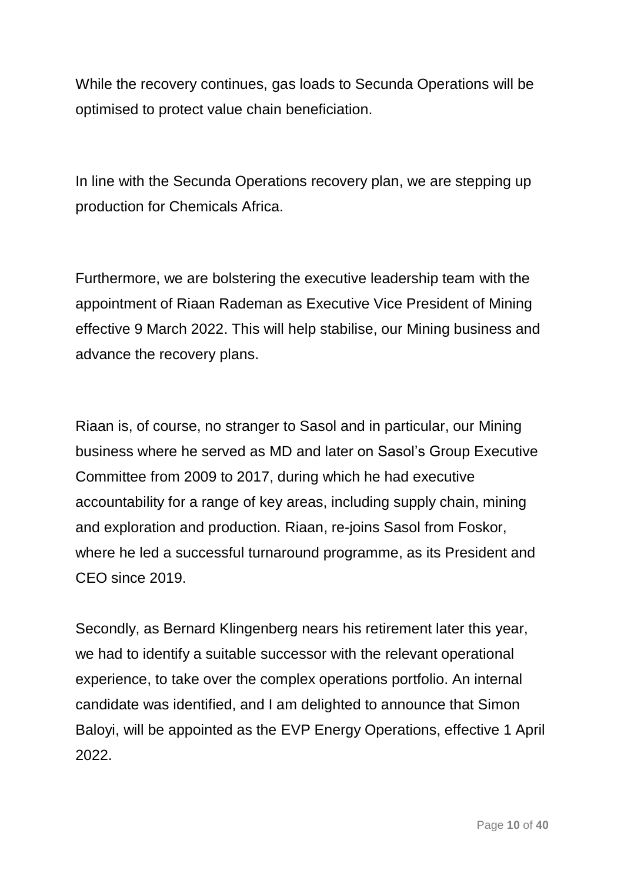While the recovery continues, gas loads to Secunda Operations will be optimised to protect value chain beneficiation.

In line with the Secunda Operations recovery plan, we are stepping up production for Chemicals Africa.

Furthermore, we are bolstering the executive leadership team with the appointment of Riaan Rademan as Executive Vice President of Mining effective 9 March 2022. This will help stabilise, our Mining business and advance the recovery plans.

Riaan is, of course, no stranger to Sasol and in particular, our Mining business where he served as MD and later on Sasol's Group Executive Committee from 2009 to 2017, during which he had executive accountability for a range of key areas, including supply chain, mining and exploration and production. Riaan, re-joins Sasol from Foskor, where he led a successful turnaround programme, as its President and CEO since 2019.

Secondly, as Bernard Klingenberg nears his retirement later this year, we had to identify a suitable successor with the relevant operational experience, to take over the complex operations portfolio. An internal candidate was identified, and I am delighted to announce that Simon Baloyi, will be appointed as the EVP Energy Operations, effective 1 April 2022.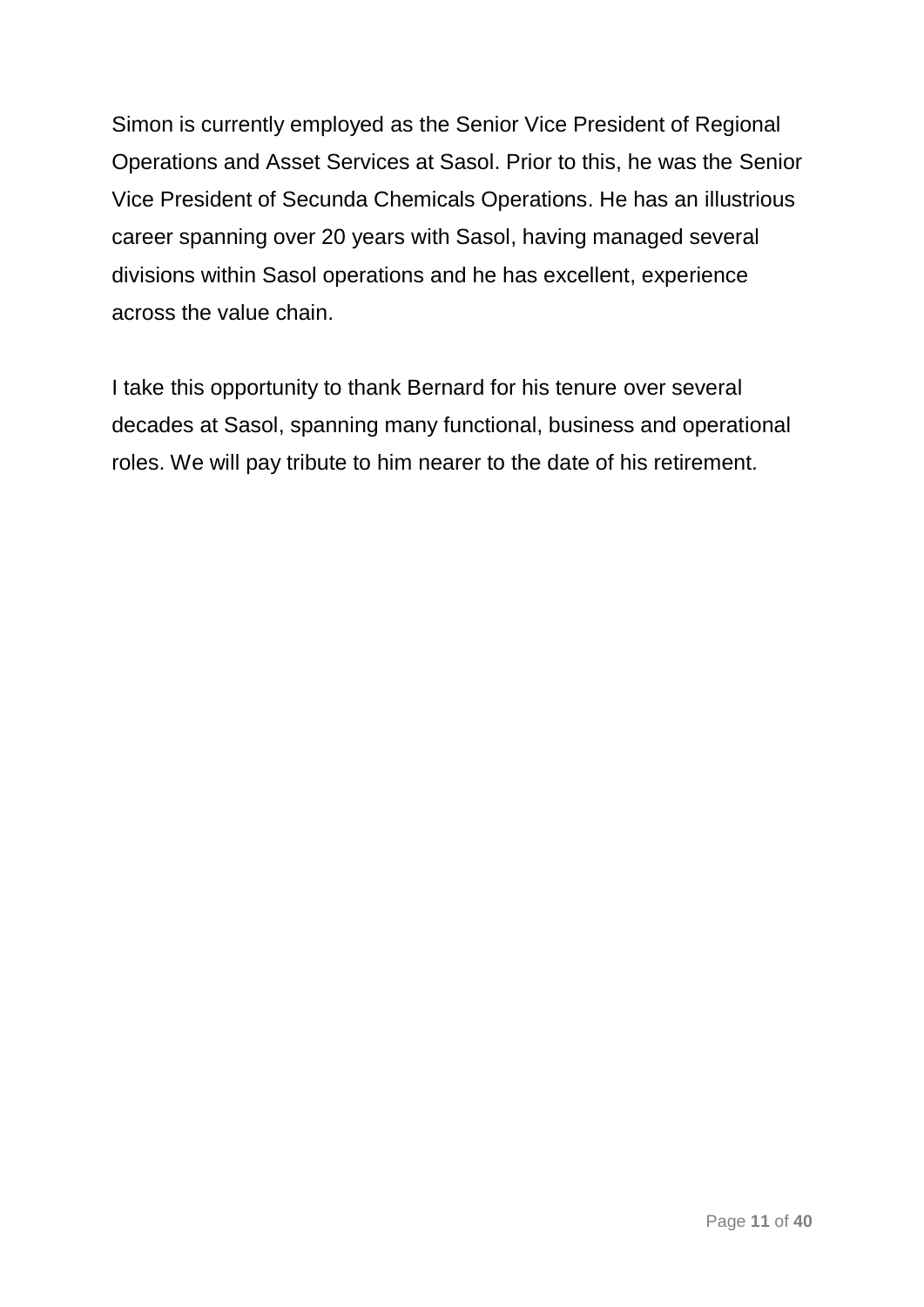Simon is currently employed as the Senior Vice President of Regional Operations and Asset Services at Sasol. Prior to this, he was the Senior Vice President of Secunda Chemicals Operations. He has an illustrious career spanning over 20 years with Sasol, having managed several divisions within Sasol operations and he has excellent, experience across the value chain.

I take this opportunity to thank Bernard for his tenure over several decades at Sasol, spanning many functional, business and operational roles. We will pay tribute to him nearer to the date of his retirement.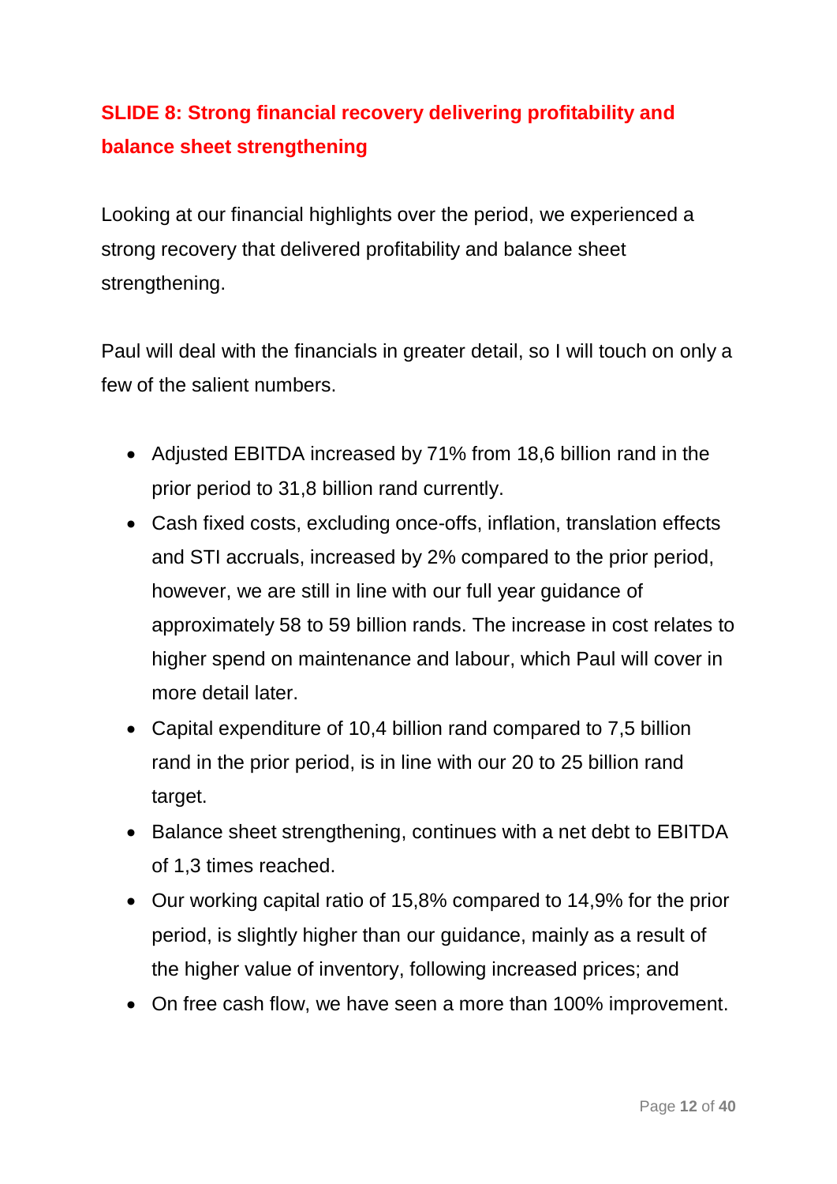## SLIDE 8: Strong financial recovery delivering profitability and balance sheet strengthening

Looking at our financial highlights over the period, we experienced a strong recovery that delivered profitability and balance sheet strengthening.

Paul will deal with the financials in greater detail, so I will touch on only a few of the salient numbers.

- Adjusted EBITDA increased by 71% from 18,6 billion rand in the prior period to 31,8 billion rand currently.
- Cash fixed costs, excluding once-offs, inflation, translation effects and STI accruals, increased by 2% compared to the prior period, however, we are still in line with our full year guidance of approximately 58 to 59 billion rands. The increase in cost relates to higher spend on maintenance and labour, which Paul will cover in more detail later.
- Capital expenditure of 10,4 billion rand compared to 7,5 billion rand in the prior period, is in line with our 20 to 25 billion rand target.
- Balance sheet strengthening, continues with a net debt to EBITDA of 1,3 times reached.
- Our working capital ratio of 15,8% compared to 14,9% for the prior period, is slightly higher than our guidance, mainly as a result of the higher value of inventory, following increased prices; and
- On free cash flow, we have seen a more than 100% improvement.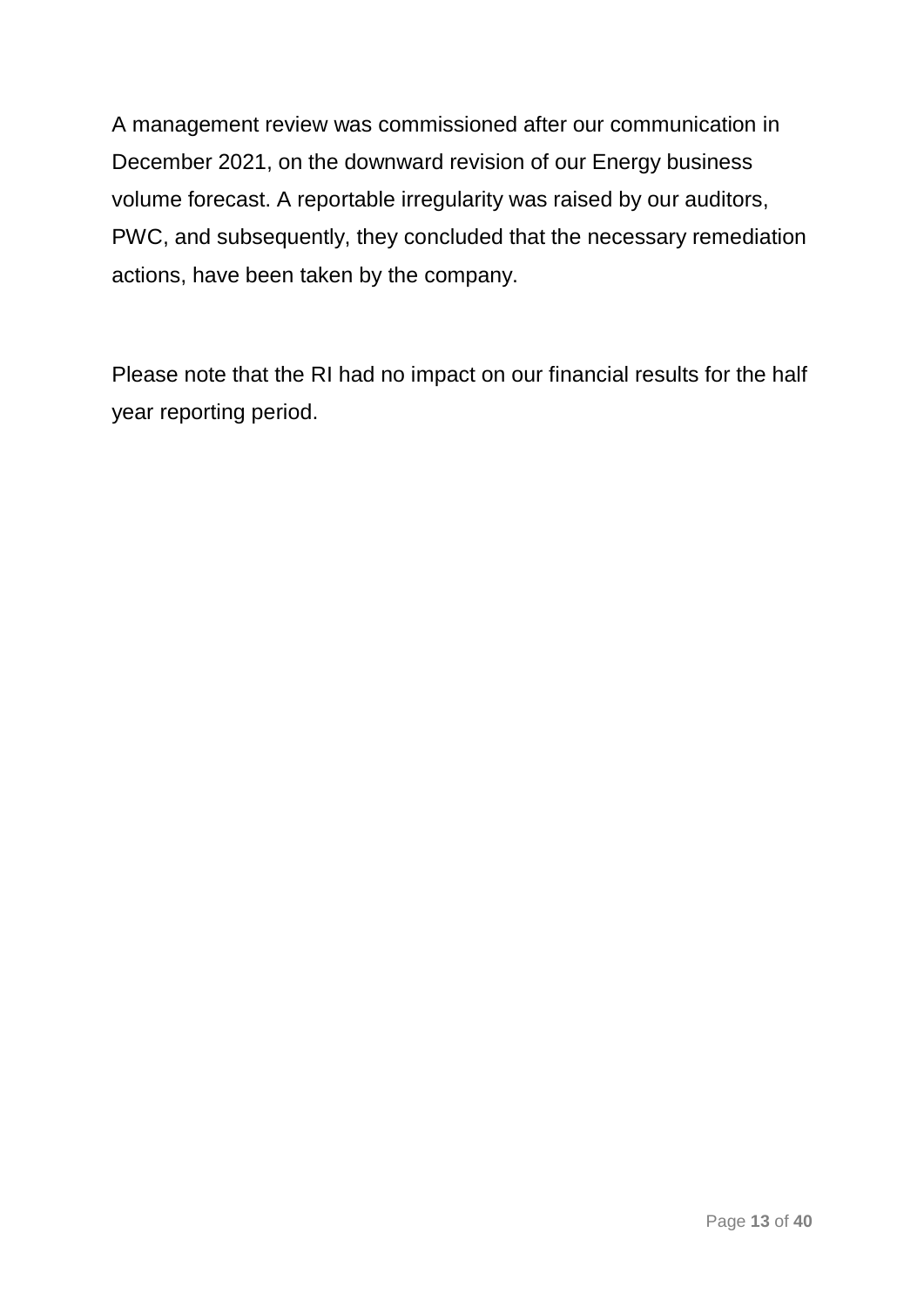A management review was commissioned after our communication in December 2021, on the downward revision of our Energy business volume forecast. A reportable irregularity was raised by our auditors, PWC, and subsequently, they concluded that the necessary remediation actions, have been taken by the company.

Please note that the RI had no impact on our financial results for the half year reporting period.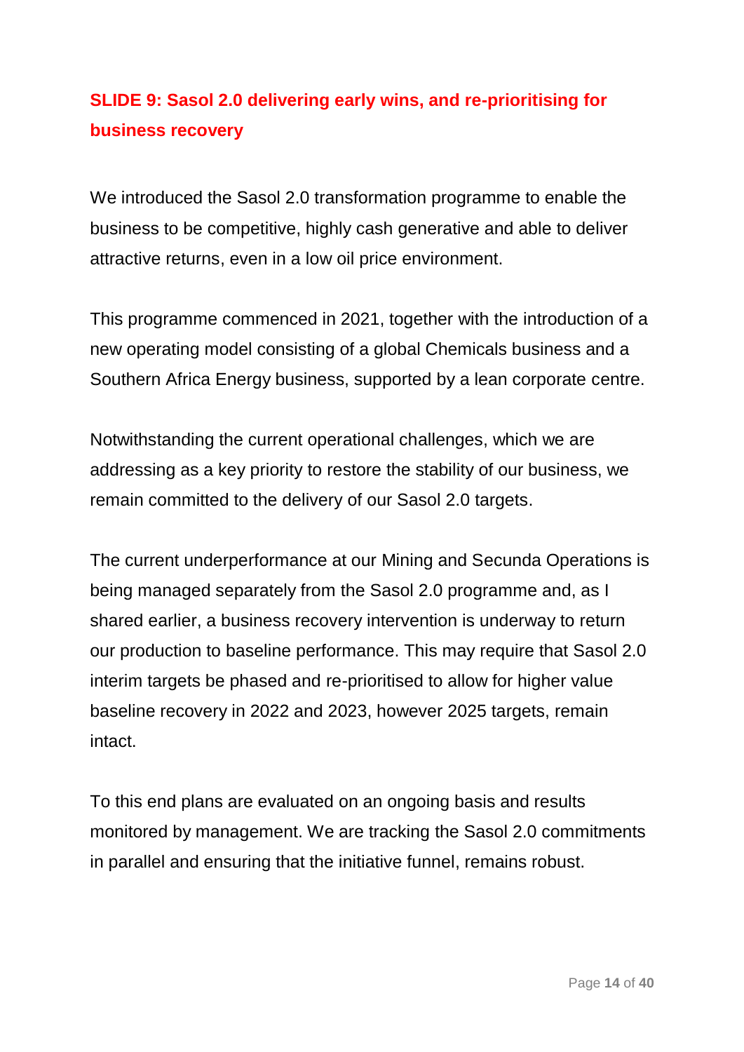## SLIDE 9: Sasol 2.0 delivering early wins, and re-prioritising for business recovery

We introduced the Sasol 2.0 transformation programme to enable the business to be competitive, highly cash generative and able to deliver attractive returns, even in a low oil price environment.

This programme commenced in 2021, together with the introduction of a new operating model consisting of a global Chemicals business and a Southern Africa Energy business, supported by a lean corporate centre.

Notwithstanding the current operational challenges, which we are addressing as a key priority to restore the stability of our business, we remain committed to the delivery of our Sasol 2.0 targets.

The current underperformance at our Mining and Secunda Operations is being managed separately from the Sasol 2.0 programme and, as I shared earlier, a business recovery intervention is underway to return our production to baseline performance. This may require that Sasol 2.0 interim targets be phased and re-prioritised to allow for higher value baseline recovery in 2022 and 2023, however 2025 targets, remain intact.

To this end plans are evaluated on an ongoing basis and results monitored by management. We are tracking the Sasol 2.0 commitments in parallel and ensuring that the initiative funnel, remains robust.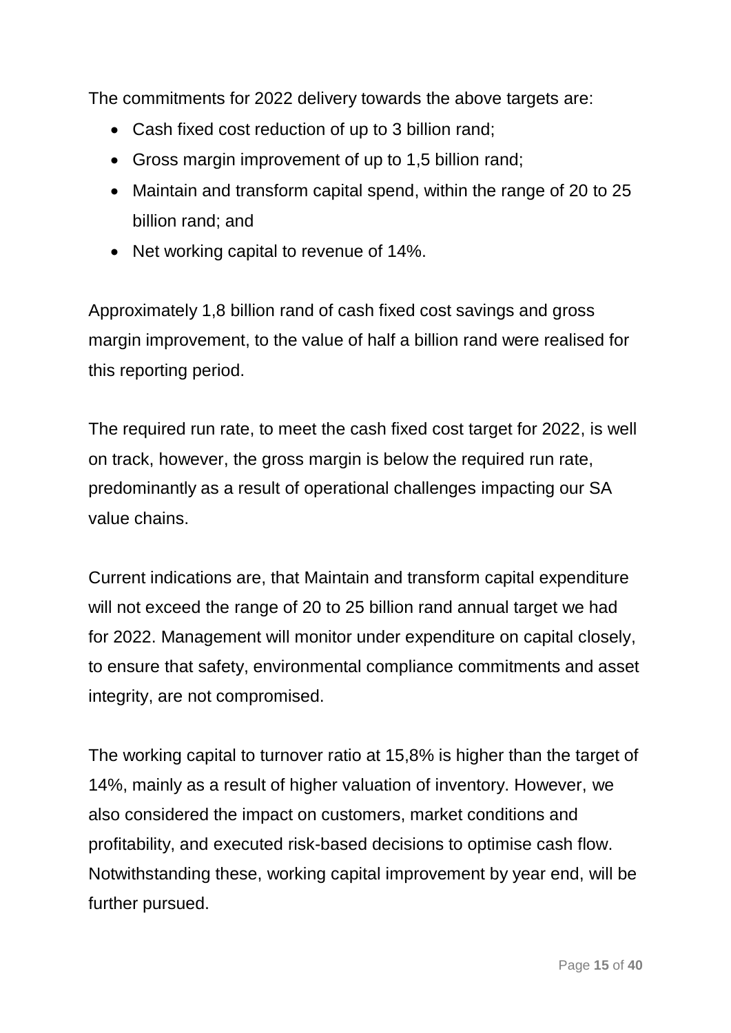The commitments for 2022 delivery towards the above targets are:

- Cash fixed cost reduction of up to 3 billion rand;
- Gross margin improvement of up to 1,5 billion rand;
- Maintain and transform capital spend, within the range of 20 to 25 billion rand; and
- Net working capital to revenue of 14%.

Approximately 1,8 billion rand of cash fixed cost savings and gross margin improvement, to the value of half a billion rand were realised for this reporting period.

The required run rate, to meet the cash fixed cost target for 2022, is well on track, however, the gross margin is below the required run rate, predominantly as a result of operational challenges impacting our SA value chains.

Current indications are, that Maintain and transform capital expenditure will not exceed the range of 20 to 25 billion rand annual target we had for 2022. Management will monitor under expenditure on capital closely, to ensure that safety, environmental compliance commitments and asset integrity, are not compromised.

The working capital to turnover ratio at 15,8% is higher than the target of 14%, mainly as a result of higher valuation of inventory. However, we also considered the impact on customers, market conditions and profitability, and executed risk-based decisions to optimise cash flow. Notwithstanding these, working capital improvement by year end, will be further pursued.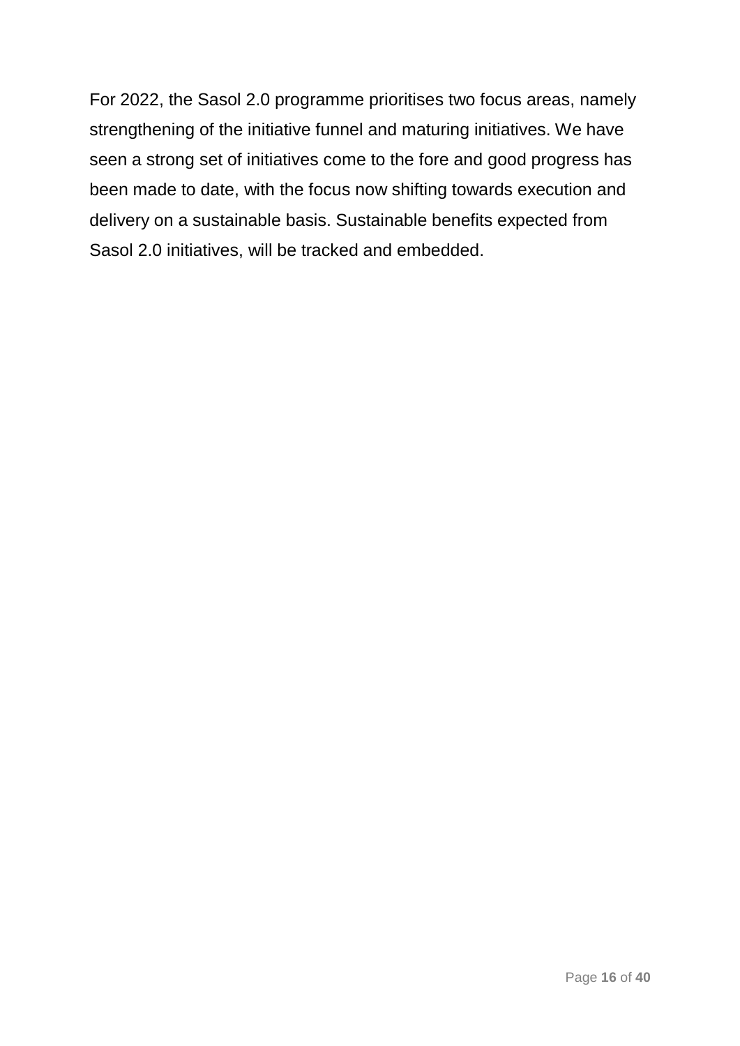For 2022, the Sasol 2.0 programme prioritises two focus areas, namely strengthening of the initiative funnel and maturing initiatives. We have seen a strong set of initiatives come to the fore and good progress has been made to date, with the focus now shifting towards execution and delivery on a sustainable basis. Sustainable benefits expected from Sasol 2.0 initiatives, will be tracked and embedded.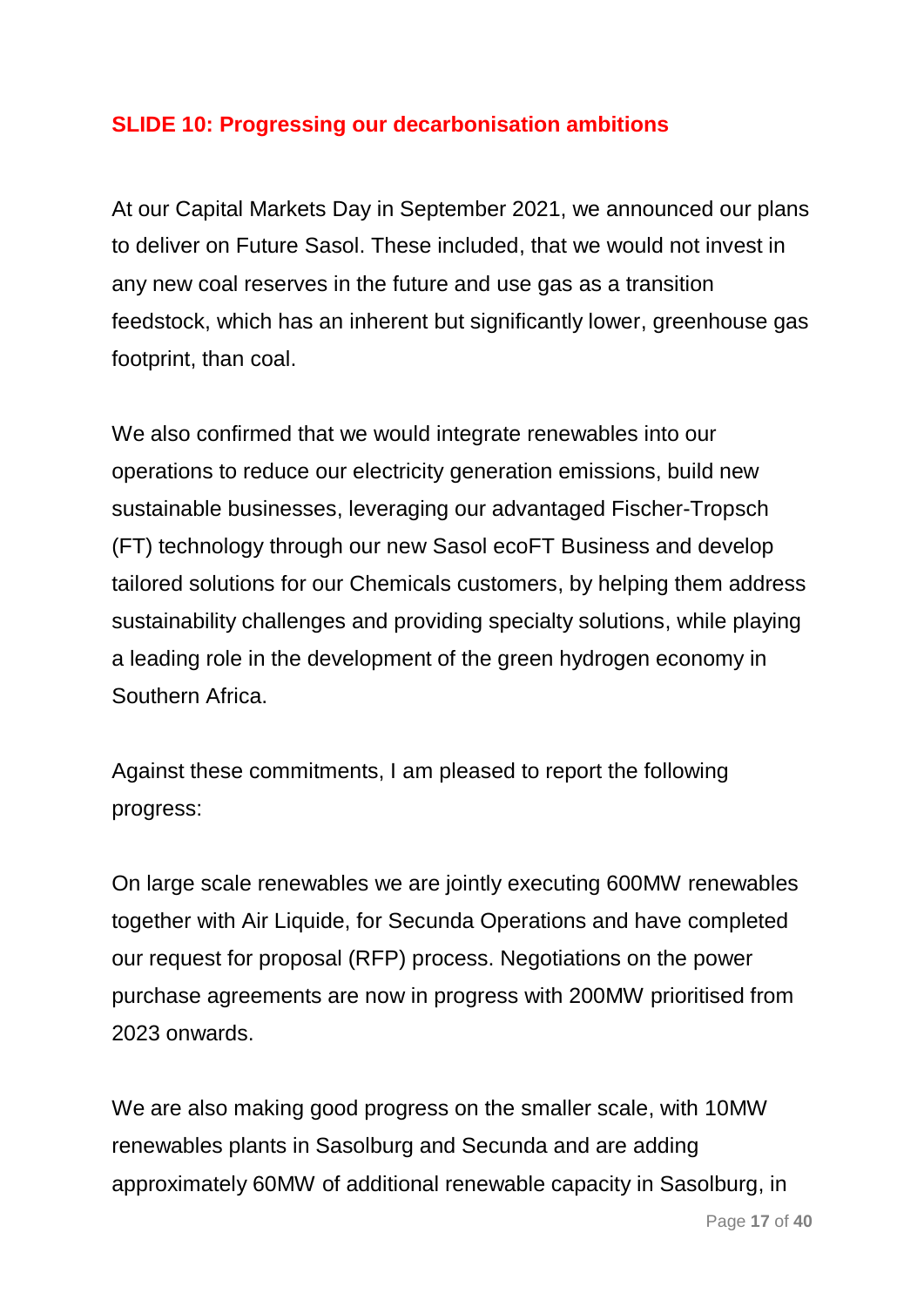## SLIDE 10: Progressing our decarbonisation ambitions

At our Capital Markets Day in September 2021, we announced our plans to deliver on Future Sasol. These included, that we would not invest in any new coal reserves in the future and use gas as a transition feedstock, which has an inherent but significantly lower, greenhouse gas footprint, than coal.

We also confirmed that we would integrate renewables into our operations to reduce our electricity generation emissions, build new sustainable businesses, leveraging our advantaged Fischer-Tropsch (FT) technology through our new Sasol ecoFT Business and develop tailored solutions for our Chemicals customers, by helping them address sustainability challenges and providing specialty solutions, while playing a leading role in the development of the green hydrogen economy in Southern Africa.

Against these commitments, I am pleased to report the following progress:

On large scale renewables we are jointly executing 600MW renewables together with Air Liquide, for Secunda Operations and have completed our request for proposal (RFP) process. Negotiations on the power purchase agreements are now in progress with 200MW prioritised from 2023 onwards.

We are also making good progress on the smaller scale, with 10MW renewables plants in Sasolburg and Secunda and are adding approximately 60MW of additional renewable capacity in Sasolburg, in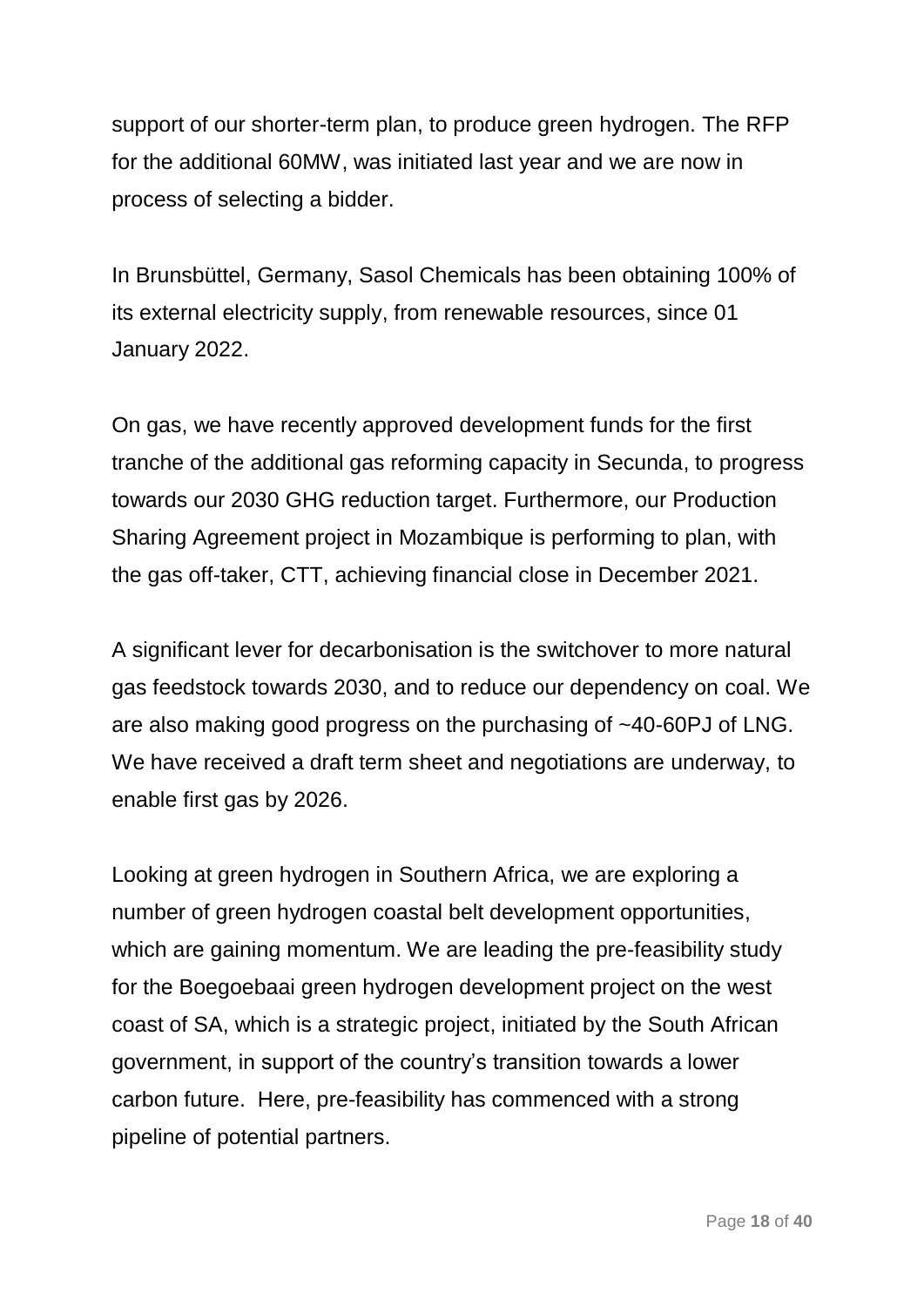support of our shorter-term plan, to produce green hydrogen. The RFP for the additional 60MW, was initiated last year and we are now in process of selecting a bidder.

In Brunsbüttel, Germany, Sasol Chemicals has been obtaining 100% of its external electricity supply, from renewable resources, since 01 January 2022.

On gas, we have recently approved development funds for the first tranche of the additional gas reforming capacity in Secunda, to progress towards our 2030 GHG reduction target. Furthermore, our Production Sharing Agreement project in Mozambique is performing to plan, with the gas off-taker, CTT, achieving financial close in December 2021.

A significant lever for decarbonisation is the switchover to more natural gas feedstock towards 2030, and to reduce our dependency on coal. We are also making good progress on the purchasing of ~40-60PJ of LNG. We have received a draft term sheet and negotiations are underway, to enable first gas by 2026.

Looking at green hydrogen in Southern Africa, we are exploring a number of green hydrogen coastal belt development opportunities, which are gaining momentum. We are leading the pre-feasibility study for the Boegoebaai green hydrogen development project on the west coast of SA, which is a strategic project, initiated by the South African government, in support of the country's transition towards a lower carbon future. Here, pre-feasibility has commenced with a strong pipeline of potential partners.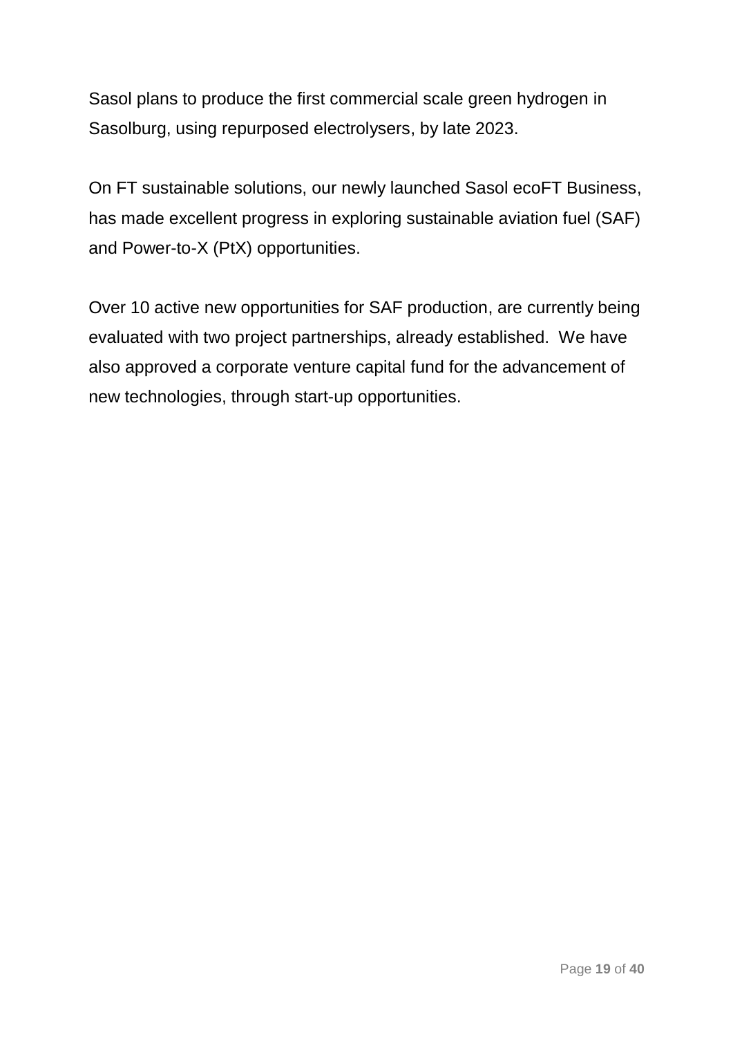Sasol plans to produce the first commercial scale green hydrogen in Sasolburg, using repurposed electrolysers, by late 2023.

On FT sustainable solutions, our newly launched Sasol ecoFT Business, has made excellent progress in exploring sustainable aviation fuel (SAF) and Power-to-X (PtX) opportunities.

Over 10 active new opportunities for SAF production, are currently being evaluated with two project partnerships, already established. We have also approved a corporate venture capital fund for the advancement of new technologies, through start-up opportunities.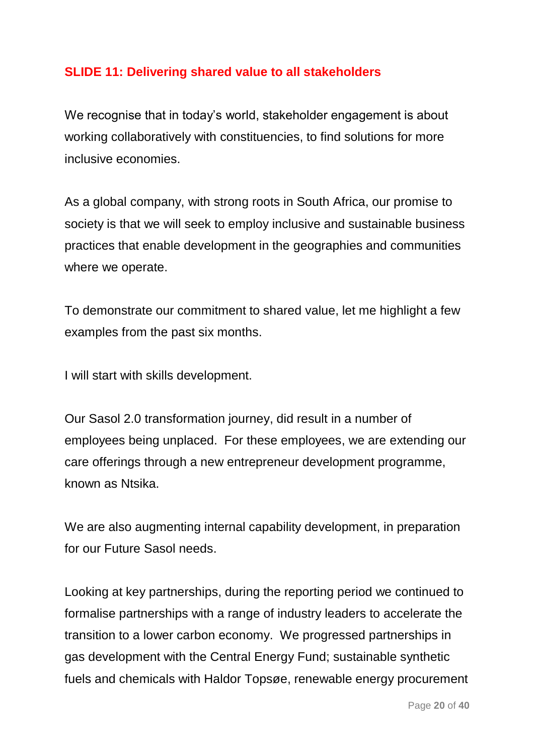## SLIDE 11: Delivering shared value to all stakeholders

We recognise that in today's world, stakeholder engagement is about working collaboratively with constituencies, to find solutions for more inclusive economies.

As a global company, with strong roots in South Africa, our promise to society is that we will seek to employ inclusive and sustainable business practices that enable development in the geographies and communities where we operate.

To demonstrate our commitment to shared value, let me highlight a few examples from the past six months.

I will start with skills development.

Our Sasol 2.0 transformation journey, did result in a number of employees being unplaced. For these employees, we are extending our care offerings through a new entrepreneur development programme, known as Ntsika.

We are also augmenting internal capability development, in preparation for our Future Sasol needs.

Looking at key partnerships, during the reporting period we continued to formalise partnerships with a range of industry leaders to accelerate the transition to a lower carbon economy. We progressed partnerships in gas development with the Central Energy Fund; sustainable synthetic fuels and chemicals with Haldor Topsøe, renewable energy procurement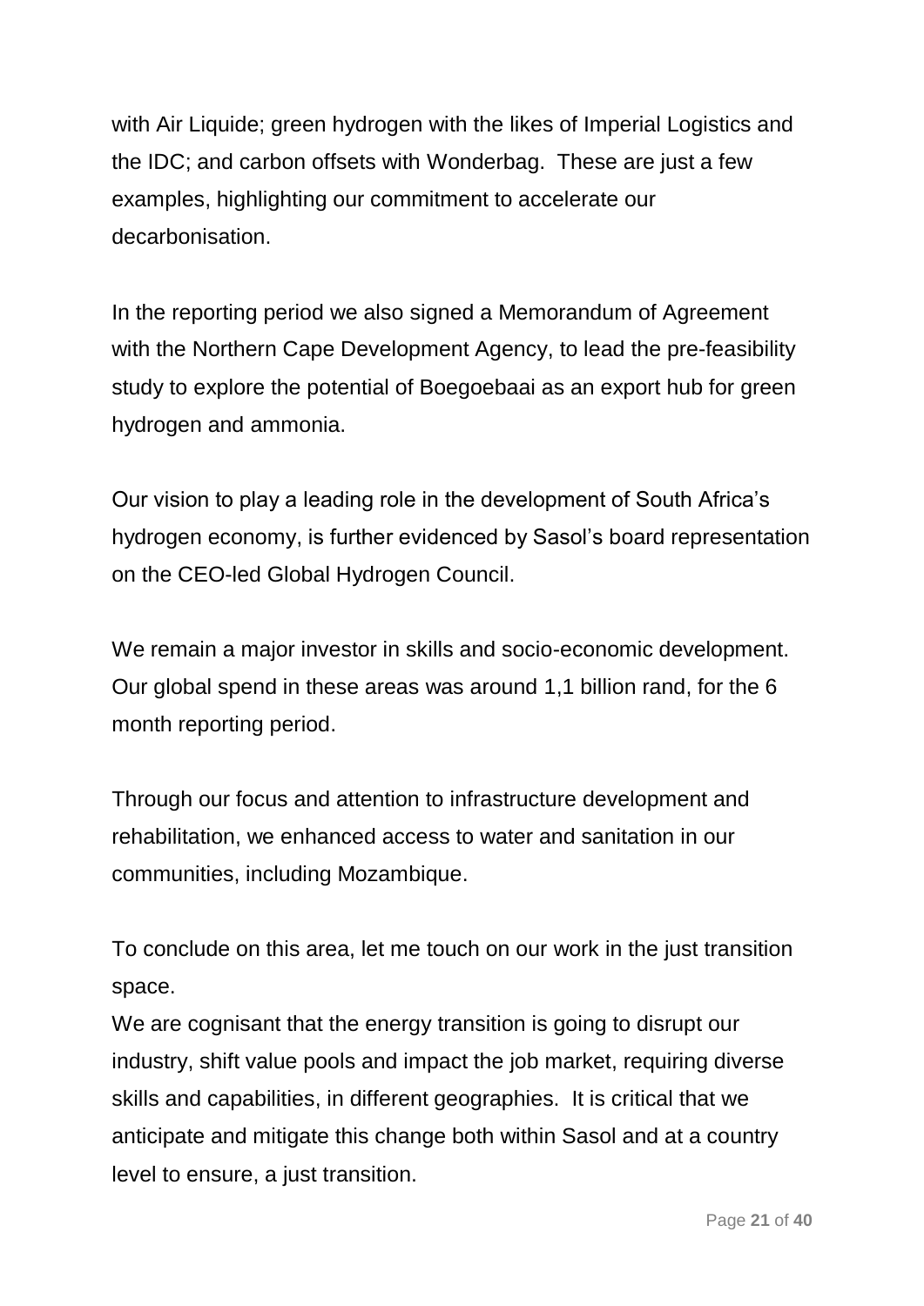with Air Liquide; green hydrogen with the likes of Imperial Logistics and the IDC; and carbon offsets with Wonderbag. These are just a few examples, highlighting our commitment to accelerate our decarbonisation.

In the reporting period we also signed a Memorandum of Agreement with the Northern Cape Development Agency, to lead the pre-feasibility study to explore the potential of Boegoebaai as an export hub for green hydrogen and ammonia.

Our vision to play a leading role in the development of South Africa's hydrogen economy, is further evidenced by Sasol's board representation on the CEO-led Global Hydrogen Council.

We remain a major investor in skills and socio-economic development. Our global spend in these areas was around 1,1 billion rand, for the 6 month reporting period.

Through our focus and attention to infrastructure development and rehabilitation, we enhanced access to water and sanitation in our communities, including Mozambique.

To conclude on this area, let me touch on our work in the just transition space.

We are cognisant that the energy transition is going to disrupt our industry, shift value pools and impact the job market, requiring diverse skills and capabilities, in different geographies. It is critical that we anticipate and mitigate this change both within Sasol and at a country level to ensure, a just transition.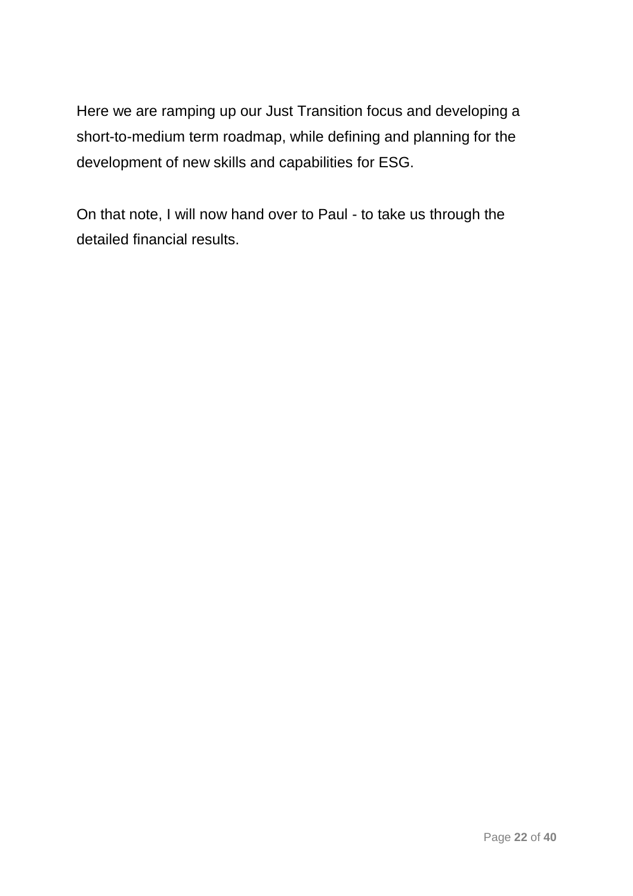Here we are ramping up our Just Transition focus and developing a short-to-medium term roadmap, while defining and planning for the development of new skills and capabilities for ESG.

On that note, I will now hand over to Paul - to take us through the detailed financial results.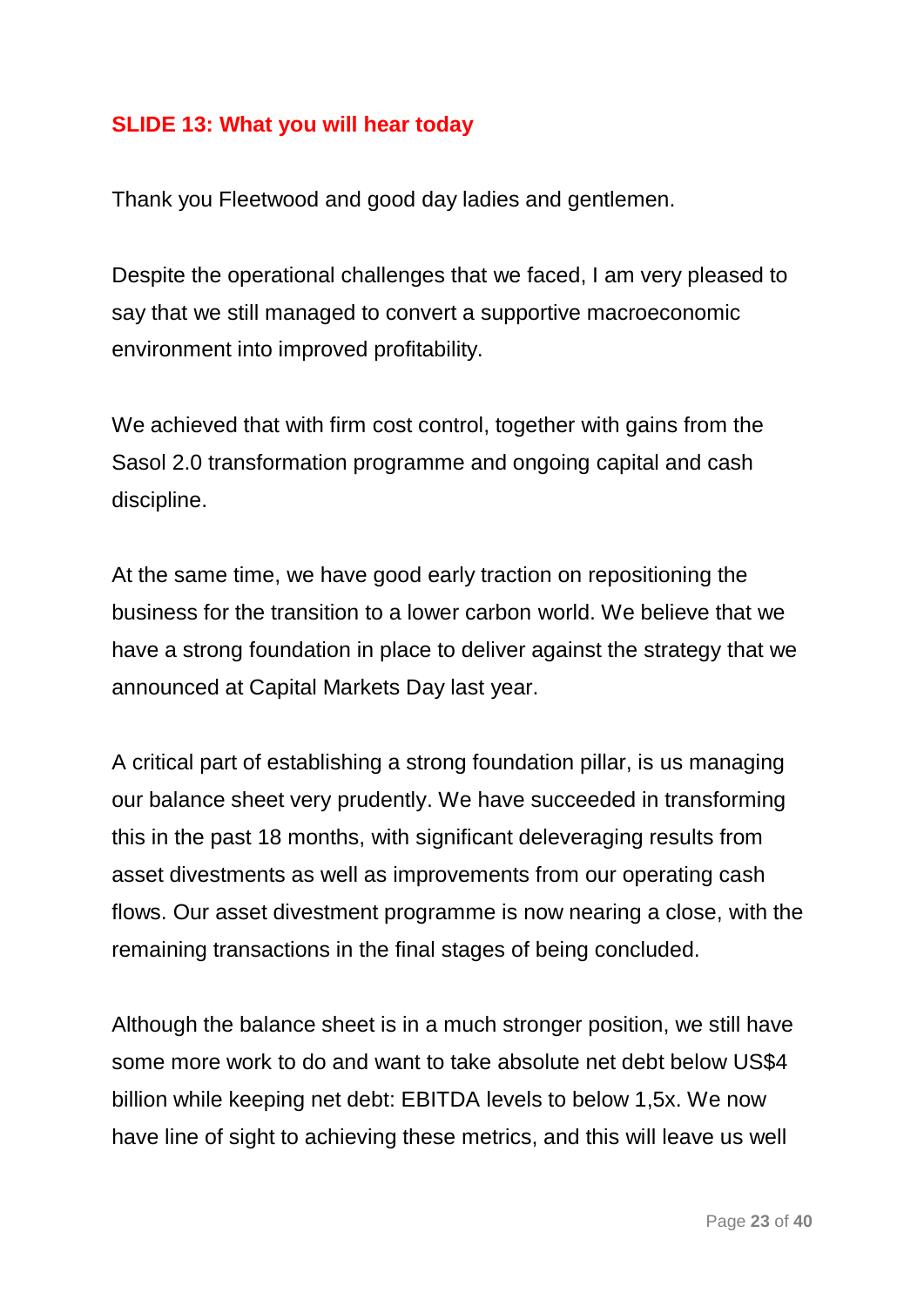**SLIDE 13: What you will hear today**

Thank you Fleetwood and good day ladies and gentlemen.

Despite the operational challenges that we faced, I am very pleased to say that we still managed to convert a supportive macroeconomic environment into improved profitability.

We achieved that with firm cost control, together with gains from the Sasol 2.0 transformation programme and ongoing capital and cash discipline.

At the same time, we have good early traction on repositioning the business for the transition to a lower carbon world. We believe that we have a strong foundation in place to deliver against the strategy that we announced at Capital Markets Day last year.

A critical part of establishing a strong foundation pillar, is us managing our balance sheet very prudently. We have succeeded in transforming this in the past 18 months, with significant deleveraging results from asset divestments as well as improvements from our operating cash flows. Our asset divestment programme is now nearing a close, with the remaining transactions in the final stages of being concluded.

Although the balance sheet is in a much stronger position, we still have some more work to do and want to take absolute net debt below US$4 billion while keeping net debt: EBITDA levels to below 1,5x. We now have line of sight to achieving these metrics, and this will leave us well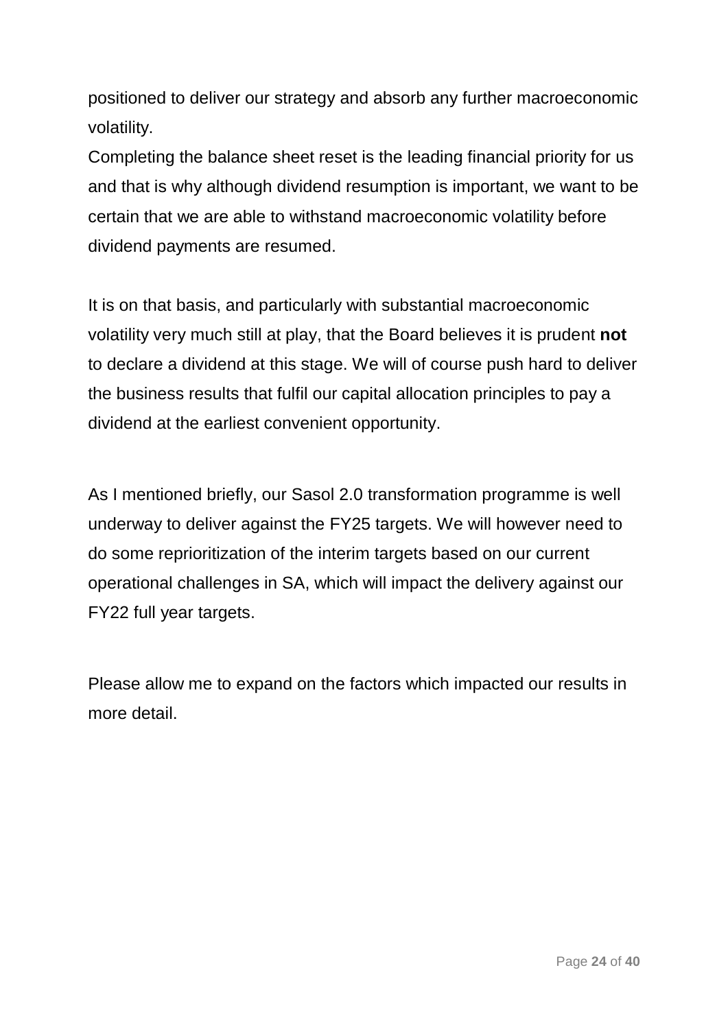positioned to deliver our strategy and absorb any further macroeconomic volatility.

Completing the balance sheet reset is the leading financial priority for us and that is why although dividend resumption is important, we want to be certain that we are able to withstand macroeconomic volatility before dividend payments are resumed.

It is on that basis, and particularly with substantial macroeconomic volatility very much still at play, that the Board believes it is prudent **not** to declare a dividend at this stage. We will of course push hard to deliver the business results that fulfil our capital allocation principles to pay a dividend at the earliest convenient opportunity.

As I mentioned briefly, our Sasol 2.0 transformation programme is well underway to deliver against the FY25 targets. We will however need to do some reprioritization of the interim targets based on our current operational challenges in SA, which will impact the delivery against our FY22 full year targets.

Please allow me to expand on the factors which impacted our results in more detail.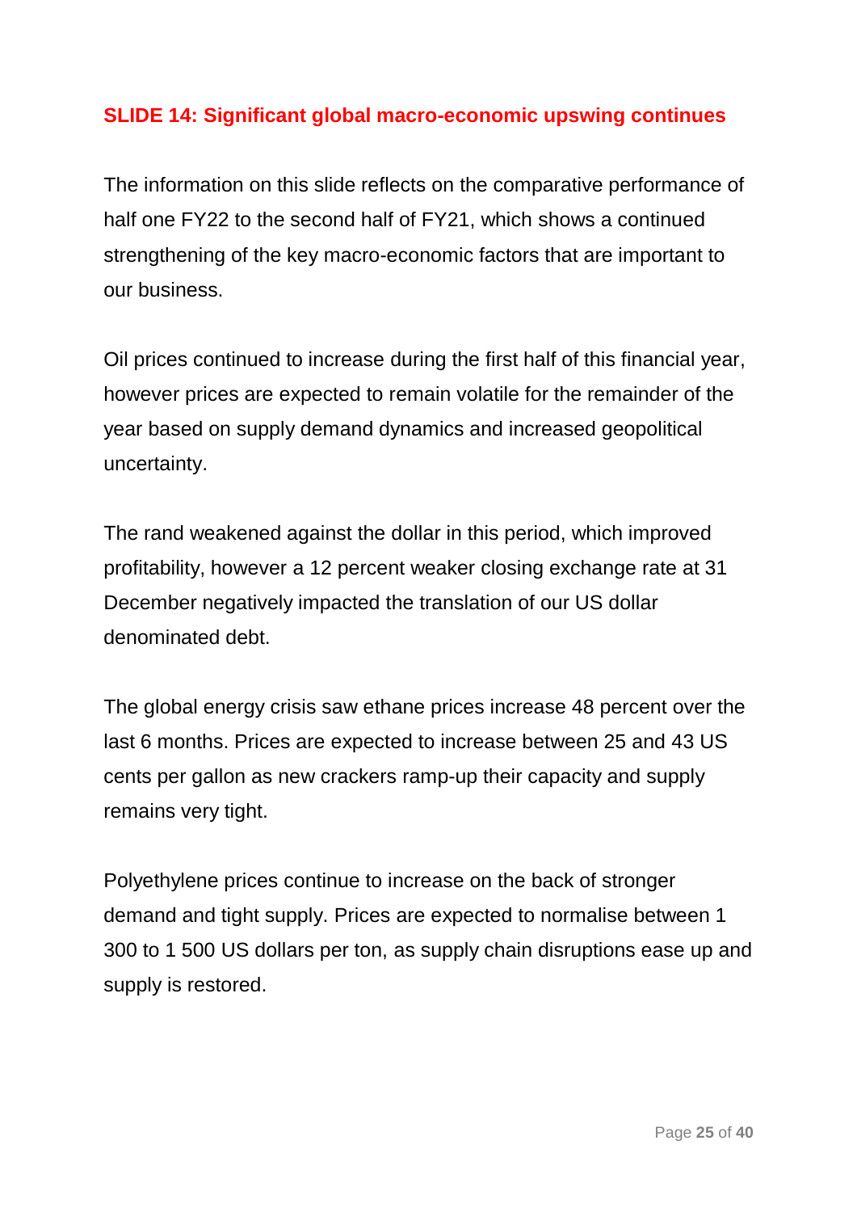## SLIDE 14: Significant global macro-economic upswing continues

The information on this slide reflects on the comparative performance of half one FY22 to the second half of FY21, which shows a continued strengthening of the key macro-economic factors that are important to our business.

Oil prices continued to increase during the first half of this financial year, however prices are expected to remain volatile for the remainder of the year based on supply demand dynamics and increased geopolitical uncertainty.

The rand weakened against the dollar in this period, which improved profitability, however a 12 percent weaker closing exchange rate at 31 December negatively impacted the translation of our US dollar denominated debt.

The global energy crisis saw ethane prices increase 48 percent over the last 6 months. Prices are expected to increase between 25 and 43 US cents per gallon as new crackers ramp-up their capacity and supply remains very tight.

Polyethylene prices continue to increase on the back of stronger demand and tight supply. Prices are expected to normalise between 1 300 to 1 500 US dollars per ton, as supply chain disruptions ease up and supply is restored.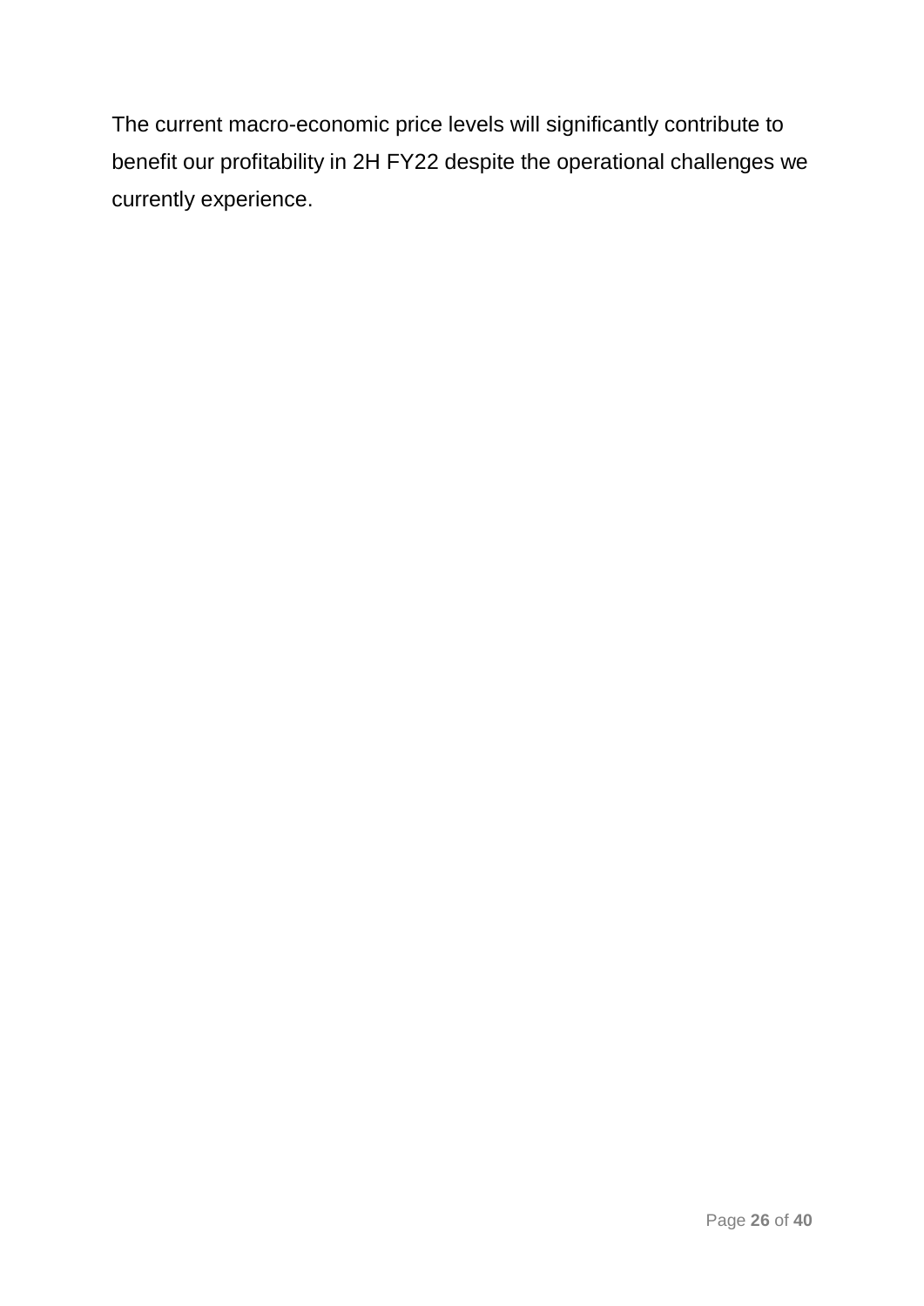The current macro-economic price levels will significantly contribute to benefit our profitability in 2H FY22 despite the operational challenges we currently experience.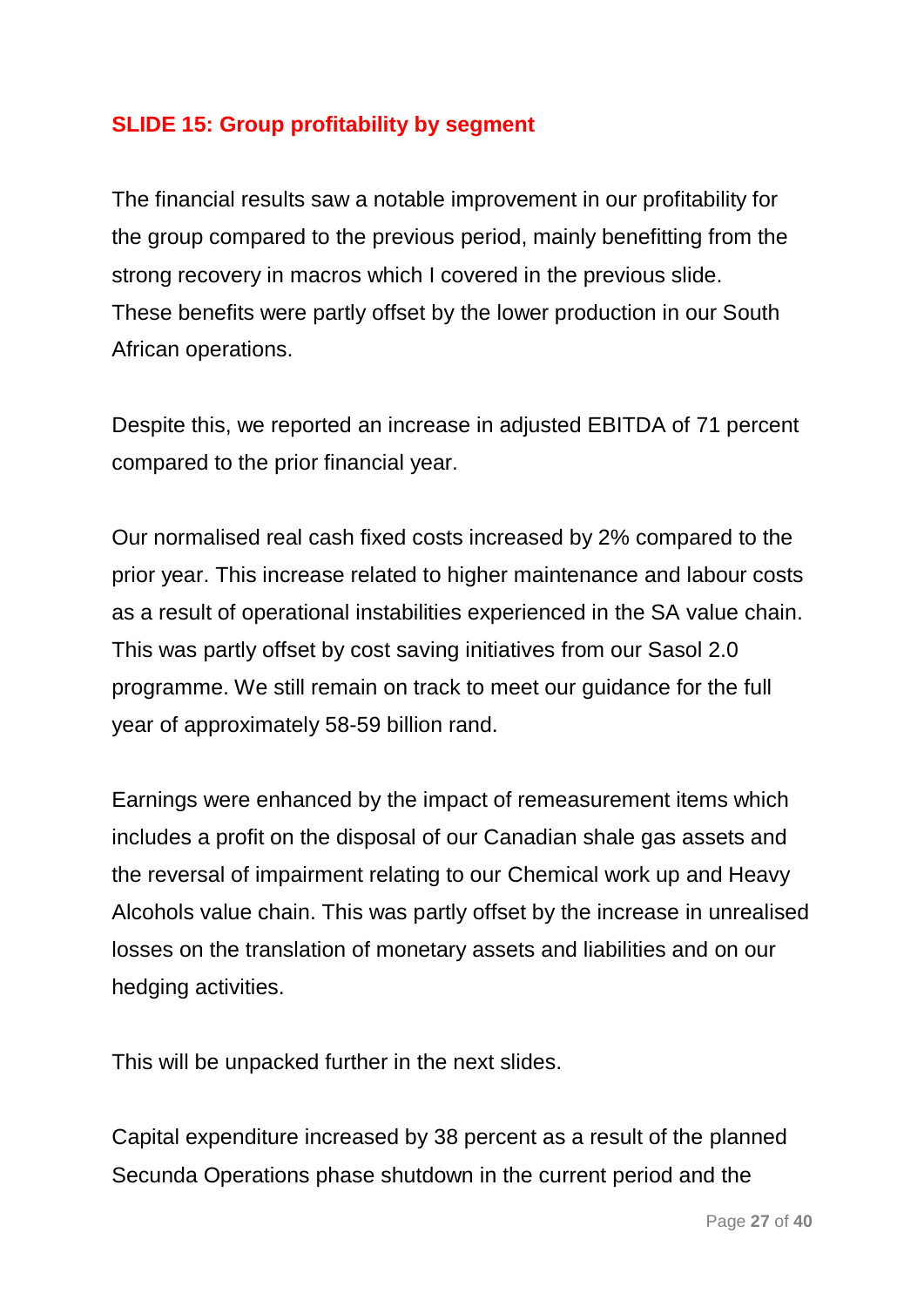## SLIDE 15: Group profitability by segment

The financial results saw a notable improvement in our profitability for the group compared to the previous period, mainly benefitting from the strong recovery in macros which I covered in the previous slide. These benefits were partly offset by the lower production in our South African operations.

Despite this, we reported an increase in adjusted EBITDA of 71 percent compared to the prior financial year.

Our normalised real cash fixed costs increased by 2% compared to the prior year. This increase related to higher maintenance and labour costs as a result of operational instabilities experienced in the SA value chain. This was partly offset by cost saving initiatives from our Sasol 2.0 programme. We still remain on track to meet our guidance for the full year of approximately 58-59 billion rand.

Earnings were enhanced by the impact of remeasurement items which includes a profit on the disposal of our Canadian shale gas assets and the reversal of impairment relating to our Chemical work up and Heavy Alcohols value chain. This was partly offset by the increase in unrealised losses on the translation of monetary assets and liabilities and on our hedging activities.

This will be unpacked further in the next slides.

Capital expenditure increased by 38 percent as a result of the planned Secunda Operations phase shutdown in the current period and the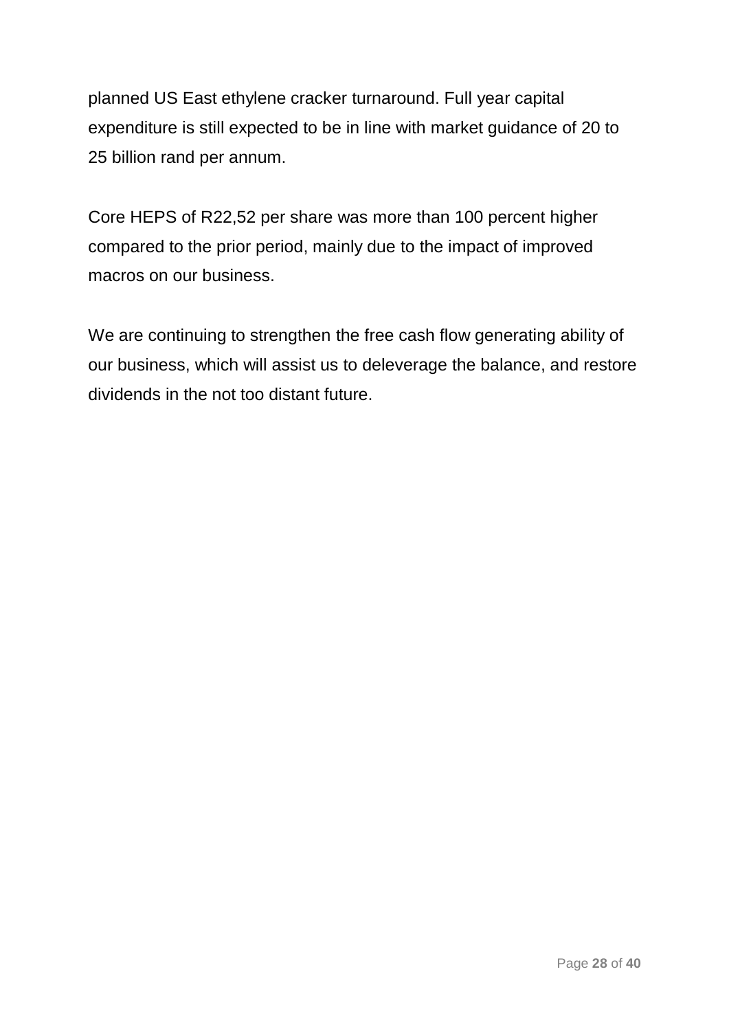planned US East ethylene cracker turnaround. Full year capital expenditure is still expected to be in line with market guidance of 20 to 25 billion rand per annum.

Core HEPS of R22,52 per share was more than 100 percent higher compared to the prior period, mainly due to the impact of improved macros on our business.

We are continuing to strengthen the free cash flow generating ability of our business, which will assist us to deleverage the balance, and restore dividends in the not too distant future.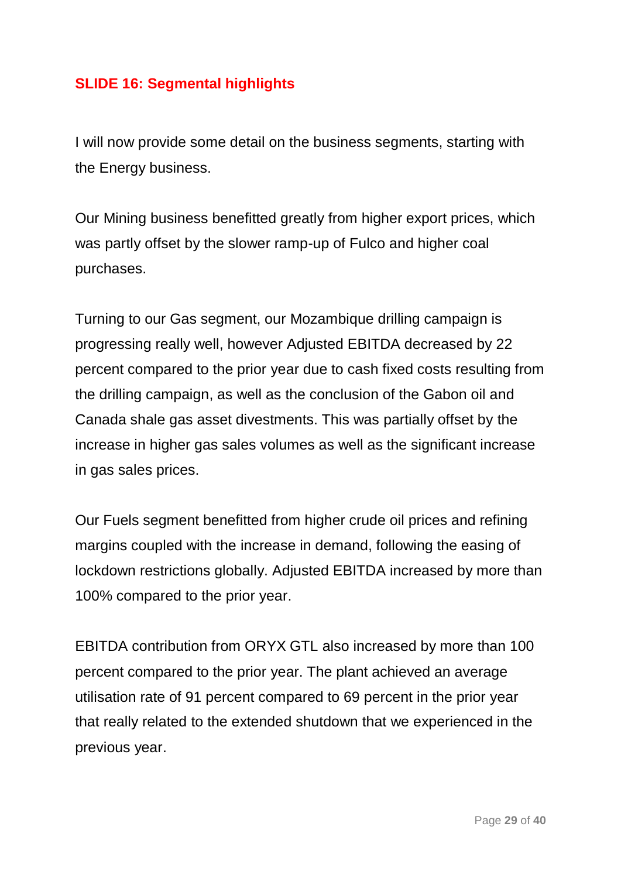## SLIDE 16: Segmental highlights

I will now provide some detail on the business segments, starting with the Energy business.

Our Mining business benefitted greatly from higher export prices, which was partly offset by the slower ramp-up of Fulco and higher coal purchases.

Turning to our Gas segment, our Mozambique drilling campaign is progressing really well, however Adjusted EBITDA decreased by 22 percent compared to the prior year due to cash fixed costs resulting from the drilling campaign, as well as the conclusion of the Gabon oil and Canada shale gas asset divestments. This was partially offset by the increase in higher gas sales volumes as well as the significant increase in gas sales prices.

Our Fuels segment benefitted from higher crude oil prices and refining margins coupled with the increase in demand, following the easing of lockdown restrictions globally. Adjusted EBITDA increased by more than 100% compared to the prior year.

EBITDA contribution from ORYX GTL also increased by more than 100 percent compared to the prior year. The plant achieved an average utilisation rate of 91 percent compared to 69 percent in the prior year that really related to the extended shutdown that we experienced in the previous year.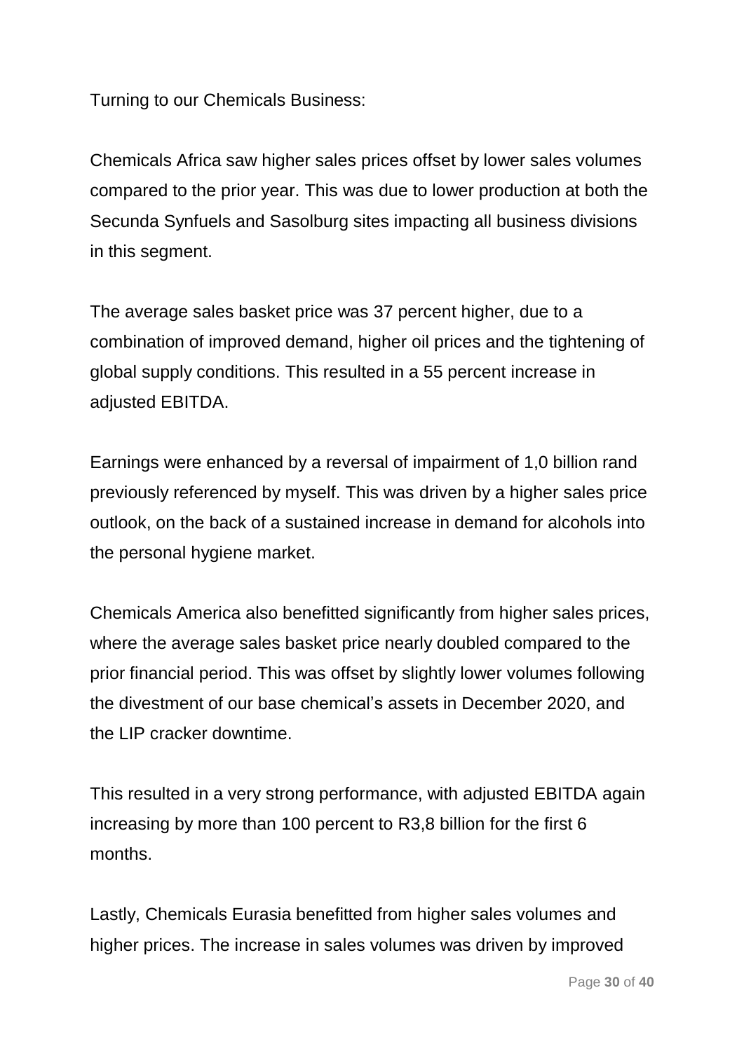Turning to our Chemicals Business:

Chemicals Africa saw higher sales prices offset by lower sales volumes compared to the prior year. This was due to lower production at both the Secunda Synfuels and Sasolburg sites impacting all business divisions in this segment.

The average sales basket price was 37 percent higher, due to a combination of improved demand, higher oil prices and the tightening of global supply conditions. This resulted in a 55 percent increase in adjusted EBITDA.

Earnings were enhanced by a reversal of impairment of 1,0 billion rand previously referenced by myself. This was driven by a higher sales price outlook, on the back of a sustained increase in demand for alcohols into the personal hygiene market.

Chemicals America also benefitted significantly from higher sales prices, where the average sales basket price nearly doubled compared to the prior financial period. This was offset by slightly lower volumes following the divestment of our base chemical's assets in December 2020, and the LIP cracker downtime.

This resulted in a very strong performance, with adjusted EBITDA again increasing by more than 100 percent to R3,8 billion for the first 6 months.

Lastly, Chemicals Eurasia benefitted from higher sales volumes and higher prices. The increase in sales volumes was driven by improved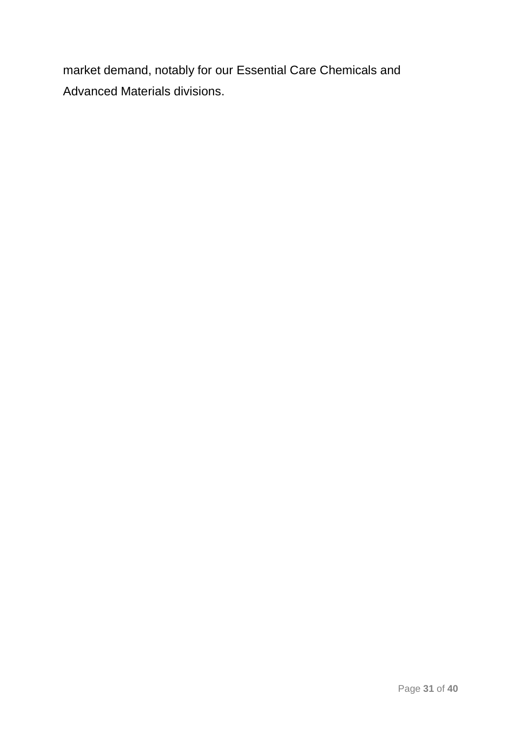market demand, notably for our Essential Care Chemicals and Advanced Materials divisions.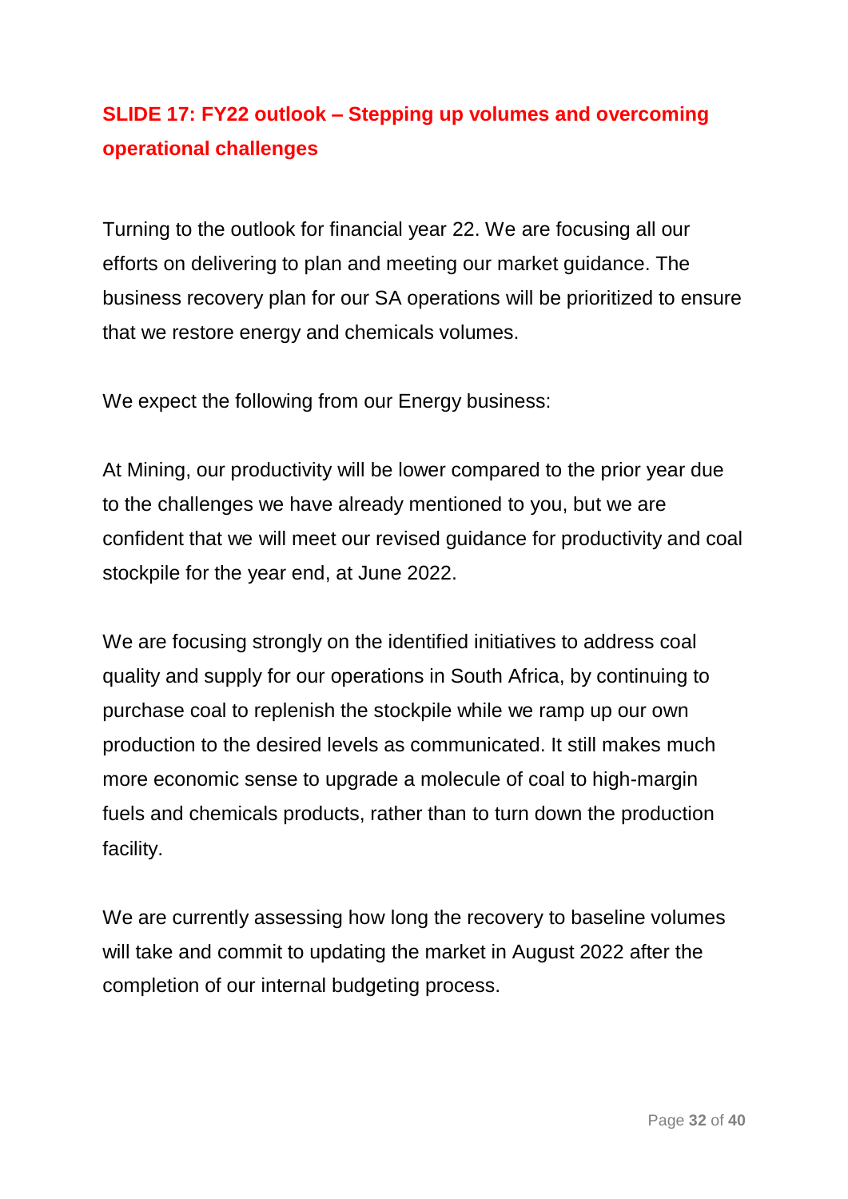## SLIDE 17: FY22 outlook – Stepping up volumes and overcoming operational challenges

Turning to the outlook for financial year 22. We are focusing all our efforts on delivering to plan and meeting our market guidance. The business recovery plan for our SA operations will be prioritized to ensure that we restore energy and chemicals volumes.

We expect the following from our Energy business:

At Mining, our productivity will be lower compared to the prior year due to the challenges we have already mentioned to you, but we are confident that we will meet our revised guidance for productivity and coal stockpile for the year end, at June 2022.

We are focusing strongly on the identified initiatives to address coal quality and supply for our operations in South Africa, by continuing to purchase coal to replenish the stockpile while we ramp up our own production to the desired levels as communicated. It still makes much more economic sense to upgrade a molecule of coal to high-margin fuels and chemicals products, rather than to turn down the production facility.

We are currently assessing how long the recovery to baseline volumes will take and commit to updating the market in August 2022 after the completion of our internal budgeting process.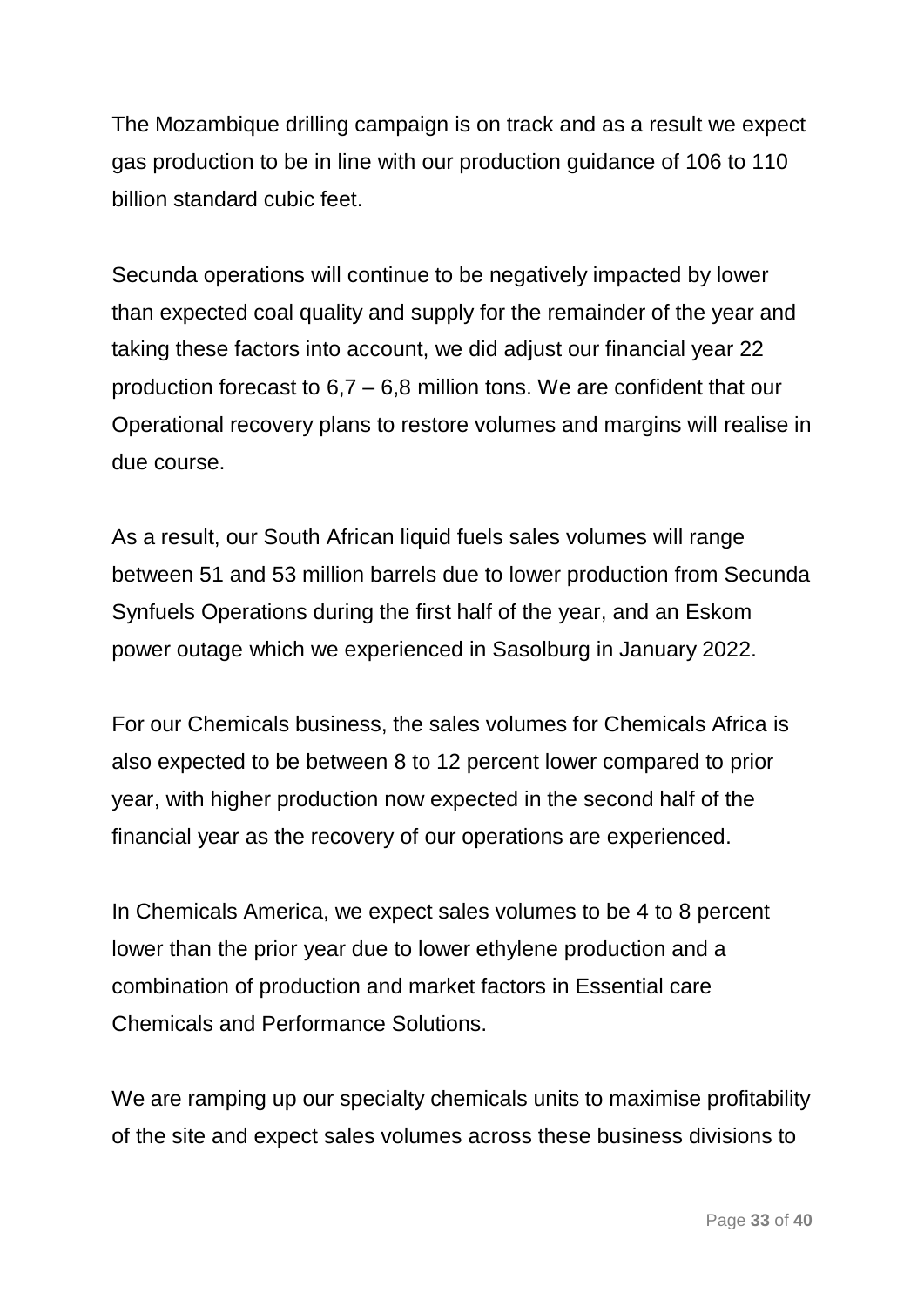The Mozambique drilling campaign is on track and as a result we expect gas production to be in line with our production guidance of 106 to 110 billion standard cubic feet.

Secunda operations will continue to be negatively impacted by lower than expected coal quality and supply for the remainder of the year and taking these factors into account, we did adjust our financial year 22 production forecast to 6,7 – 6,8 million tons. We are confident that our Operational recovery plans to restore volumes and margins will realise in due course.

As a result, our South African liquid fuels sales volumes will range between 51 and 53 million barrels due to lower production from Secunda Synfuels Operations during the first half of the year, and an Eskom power outage which we experienced in Sasolburg in January 2022.

For our Chemicals business, the sales volumes for Chemicals Africa is also expected to be between 8 to 12 percent lower compared to prior year, with higher production now expected in the second half of the financial year as the recovery of our operations are experienced.

In Chemicals America, we expect sales volumes to be 4 to 8 percent lower than the prior year due to lower ethylene production and a combination of production and market factors in Essential care Chemicals and Performance Solutions.

We are ramping up our specialty chemicals units to maximise profitability of the site and expect sales volumes across these business divisions to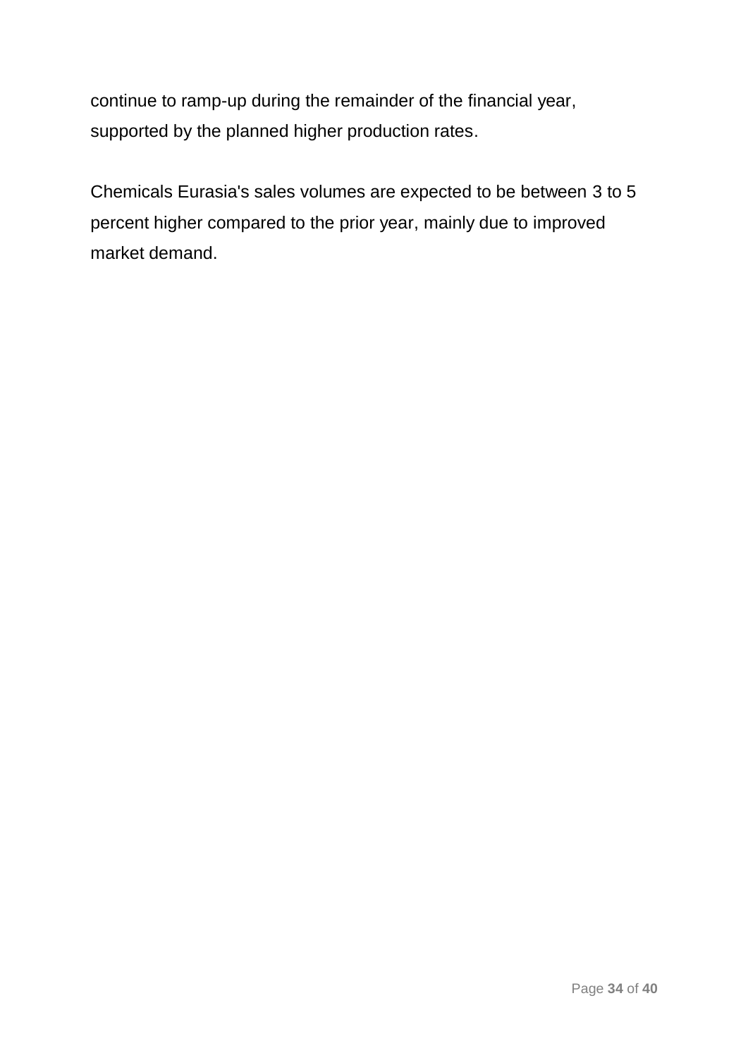continue to ramp-up during the remainder of the financial year, supported by the planned higher production rates.

Chemicals Eurasia's sales volumes are expected to be between 3 to 5 percent higher compared to the prior year, mainly due to improved market demand.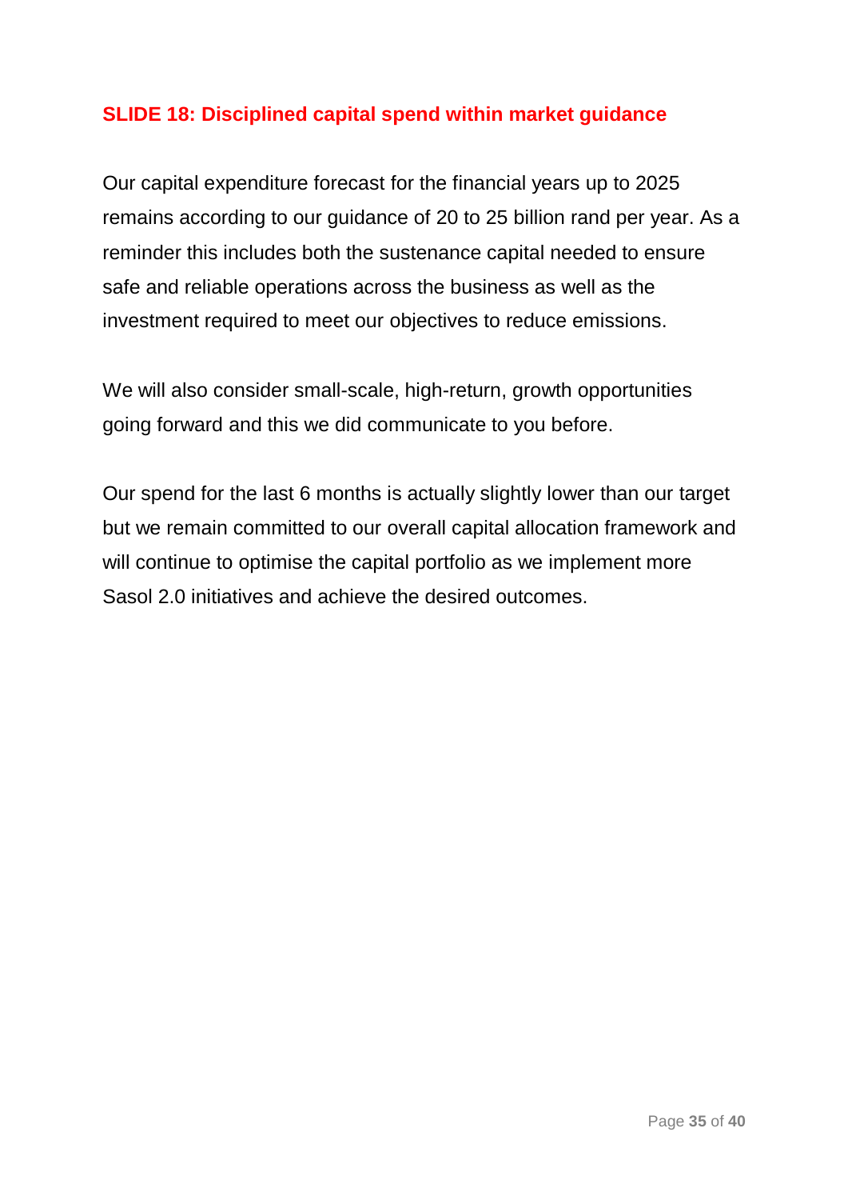## SLIDE 18: Disciplined capital spend within market guidance

Our capital expenditure forecast for the financial years up to 2025 remains according to our guidance of 20 to 25 billion rand per year. As a reminder this includes both the sustenance capital needed to ensure safe and reliable operations across the business as well as the investment required to meet our objectives to reduce emissions.

We will also consider small-scale, high-return, growth opportunities going forward and this we did communicate to you before.

Our spend for the last 6 months is actually slightly lower than our target but we remain committed to our overall capital allocation framework and will continue to optimise the capital portfolio as we implement more Sasol 2.0 initiatives and achieve the desired outcomes.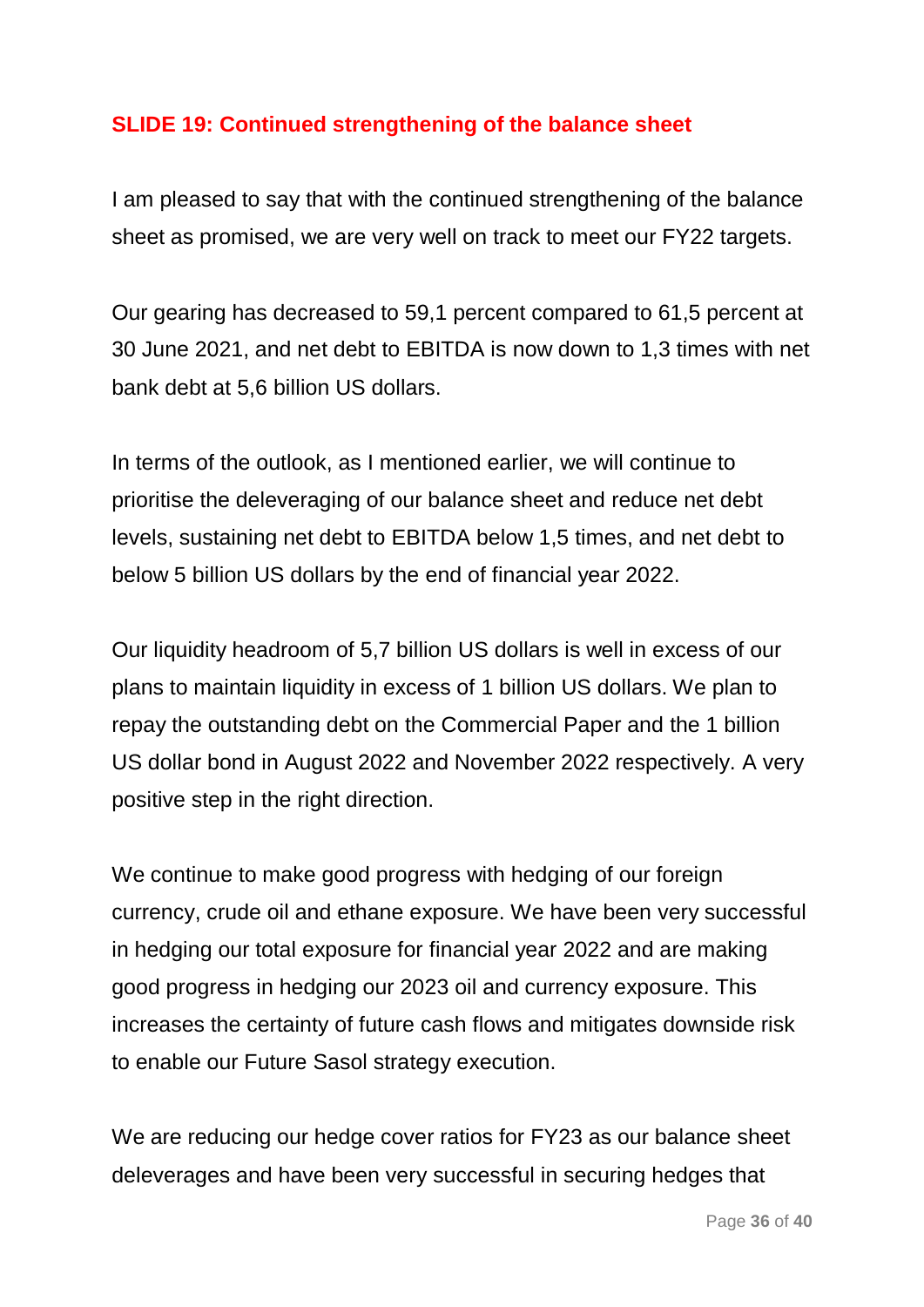**SLIDE 19: Continued strengthening of the balance sheet**

I am pleased to say that with the continued strengthening of the balance sheet as promised, we are very well on track to meet our FY22 targets.

Our gearing has decreased to 59,1 percent compared to 61,5 percent at 30 June 2021, and net debt to EBITDA is now down to 1,3 times with net bank debt at 5,6 billion US dollars.

In terms of the outlook, as I mentioned earlier, we will continue to prioritise the deleveraging of our balance sheet and reduce net debt levels, sustaining net debt to EBITDA below 1,5 times, and net debt to below 5 billion US dollars by the end of financial year 2022.

Our liquidity headroom of 5,7 billion US dollars is well in excess of our plans to maintain liquidity in excess of 1 billion US dollars. We plan to repay the outstanding debt on the Commercial Paper and the 1 billion US dollar bond in August 2022 and November 2022 respectively. A very positive step in the right direction.

We continue to make good progress with hedging of our foreign currency, crude oil and ethane exposure. We have been very successful in hedging our total exposure for financial year 2022 and are making good progress in hedging our 2023 oil and currency exposure. This increases the certainty of future cash flows and mitigates downside risk to enable our Future Sasol strategy execution.

We are reducing our hedge cover ratios for FY23 as our balance sheet deleverages and have been very successful in securing hedges that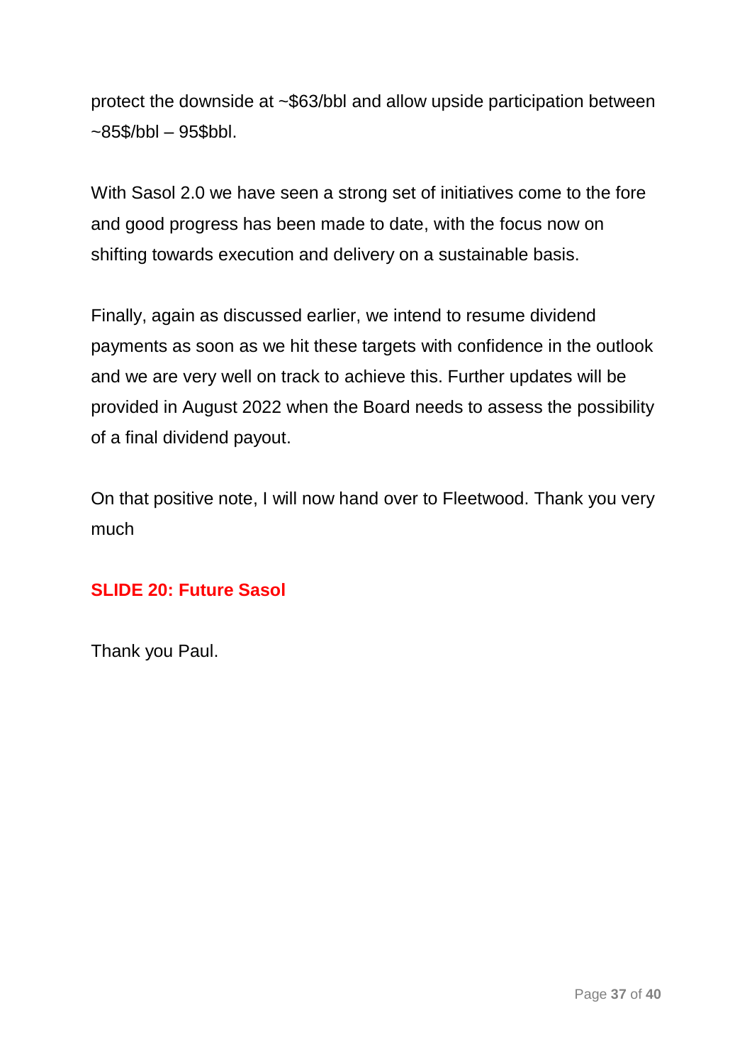protect the downside at ~$63/bbl and allow upside participation between ~85$/bbl – 95$bbl.

With Sasol 2.0 we have seen a strong set of initiatives come to the fore and good progress has been made to date, with the focus now on shifting towards execution and delivery on a sustainable basis.

Finally, again as discussed earlier, we intend to resume dividend payments as soon as we hit these targets with confidence in the outlook and we are very well on track to achieve this. Further updates will be provided in August 2022 when the Board needs to assess the possibility of a final dividend payout.

On that positive note, I will now hand over to Fleetwood. Thank you very much

**SLIDE 20: Future Sasol**

Thank you Paul.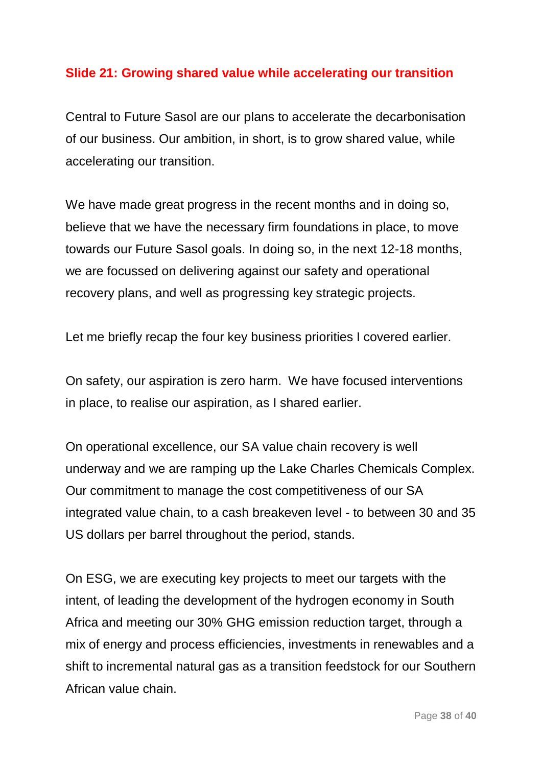## Slide 21: Growing shared value while accelerating our transition

Central to Future Sasol are our plans to accelerate the decarbonisation of our business. Our ambition, in short, is to grow shared value, while accelerating our transition.

We have made great progress in the recent months and in doing so, believe that we have the necessary firm foundations in place, to move towards our Future Sasol goals. In doing so, in the next 12-18 months, we are focussed on delivering against our safety and operational recovery plans, and well as progressing key strategic projects.

Let me briefly recap the four key business priorities I covered earlier.

On safety, our aspiration is zero harm. We have focused interventions in place, to realise our aspiration, as I shared earlier.

On operational excellence, our SA value chain recovery is well underway and we are ramping up the Lake Charles Chemicals Complex. Our commitment to manage the cost competitiveness of our SA integrated value chain, to a cash breakeven level - to between 30 and 35 US dollars per barrel throughout the period, stands.

On ESG, we are executing key projects to meet our targets with the intent, of leading the development of the hydrogen economy in South Africa and meeting our 30% GHG emission reduction target, through a mix of energy and process efficiencies, investments in renewables and a shift to incremental natural gas as a transition feedstock for our Southern African value chain.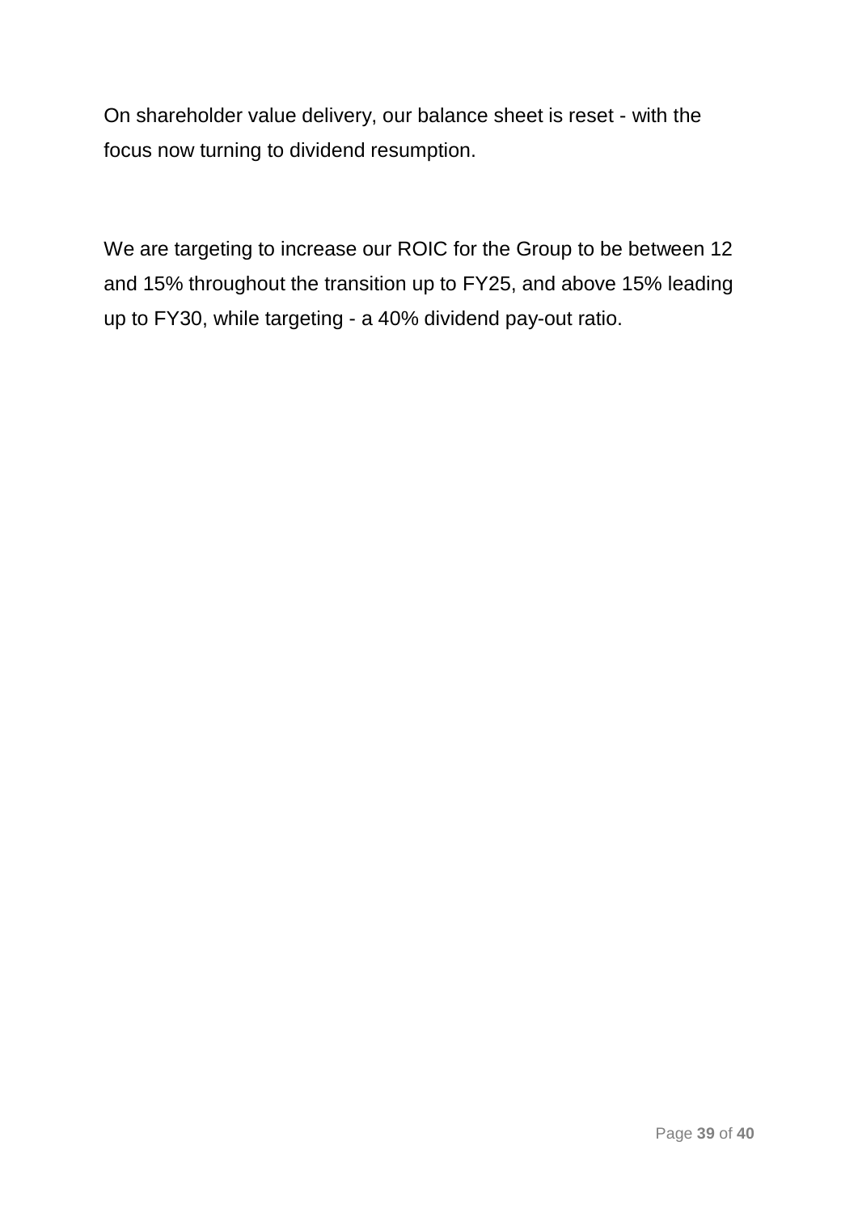On shareholder value delivery, our balance sheet is reset - with the focus now turning to dividend resumption.

We are targeting to increase our ROIC for the Group to be between 12 and 15% throughout the transition up to FY25, and above 15% leading up to FY30, while targeting - a 40% dividend pay-out ratio.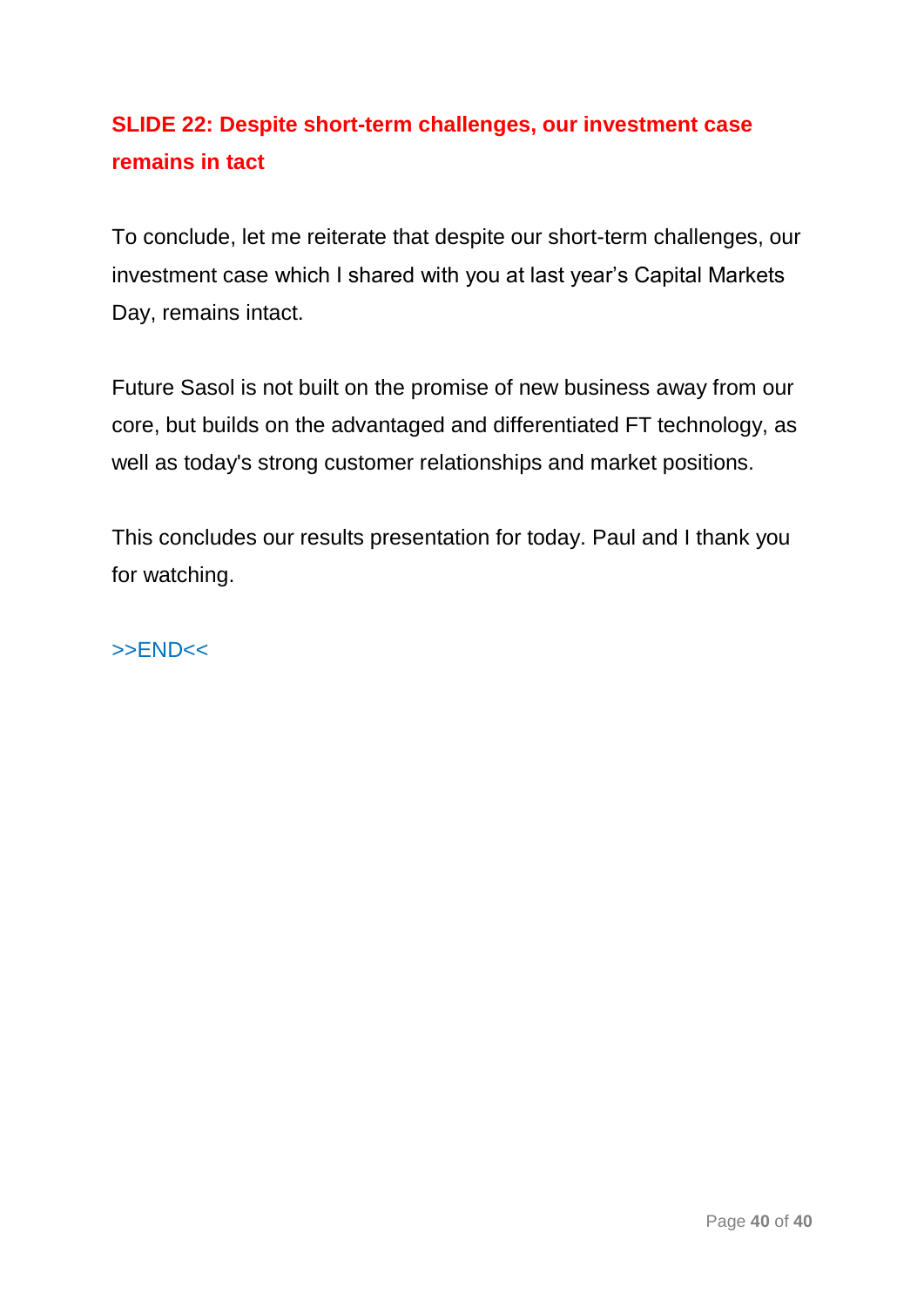## SLIDE 22: Despite short-term challenges, our investment case remains in tact

To conclude, let me reiterate that despite our short-term challenges, our investment case which I shared with you at last year's Capital Markets Day, remains intact.

Future Sasol is not built on the promise of new business away from our core, but builds on the advantaged and differentiated FT technology, as well as today's strong customer relationships and market positions.

This concludes our results presentation for today. Paul and I thank you for watching.

>>END<<